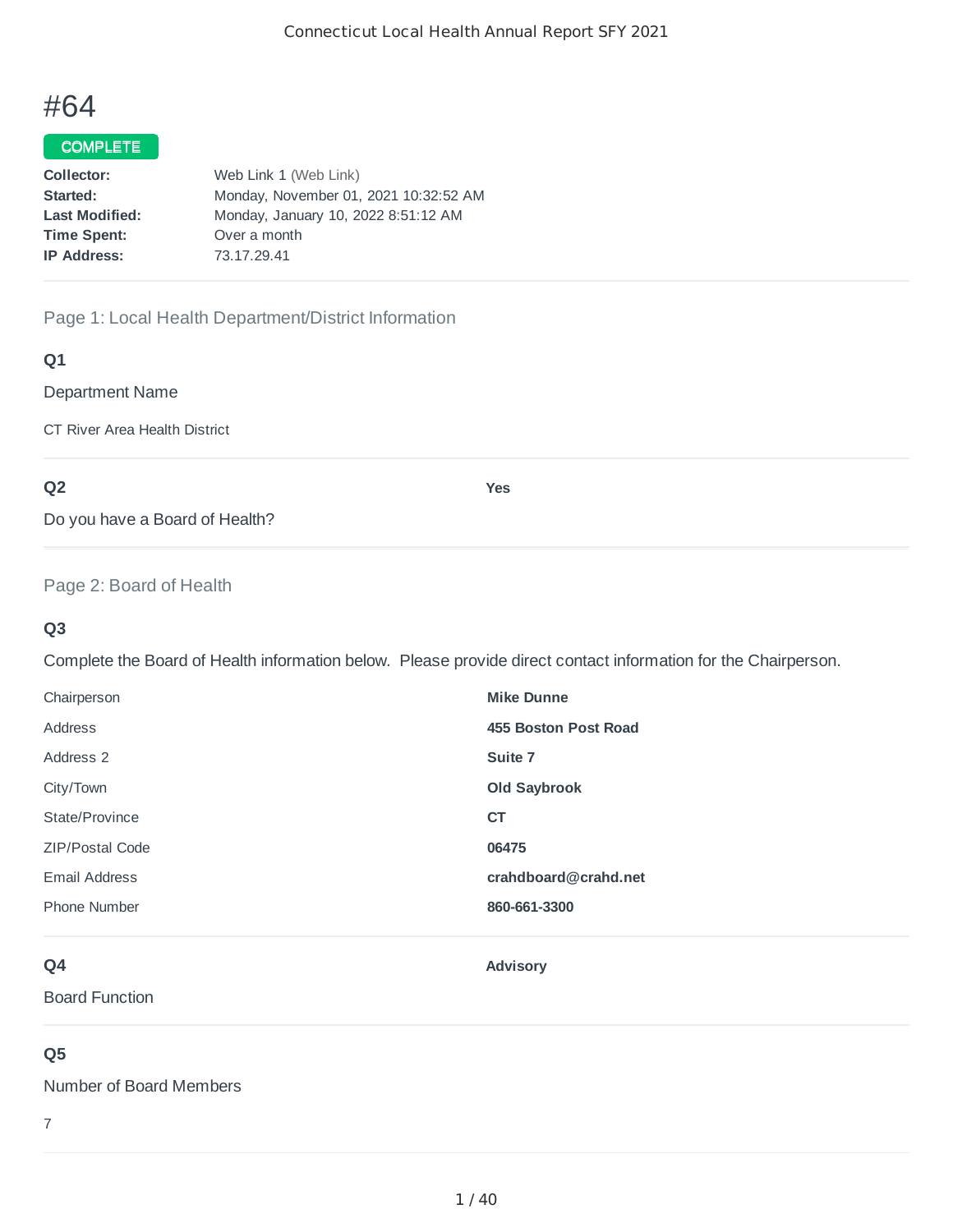# #64

COMPLETE

**Collector:** Web Link 1 (Web Link)
**Started:** Monday, November 01, 2021 10:32:52 AM
**Last Modified:** Monday, January 10, 2022 8:51:12 AM
**Time Spent:** Over a month
**IP Address:** 73.17.29.41

## Page 1: Local Health Department/District Information

### Q1

Department Name

CT River Area Health District

### Q2

Do you have a Board of Health?

**Yes**

## Page 2: Board of Health

### Q3

Complete the Board of Health information below. Please provide direct contact information for the Chairperson.

| | |
|---|---|
| Chairperson | **Mike Dunne** |
| Address | **455 Boston Post Road** |
| Address 2 | **Suite 7** |
| City/Town | **Old Saybrook** |
| State/Province | **CT** |
| ZIP/Postal Code | **06475** |
| Email Address | **crahdboard@crahd.net** |
| Phone Number | **860-661-3300** |

### Q4

Board Function

**Advisory**

### Q5

Number of Board Members

7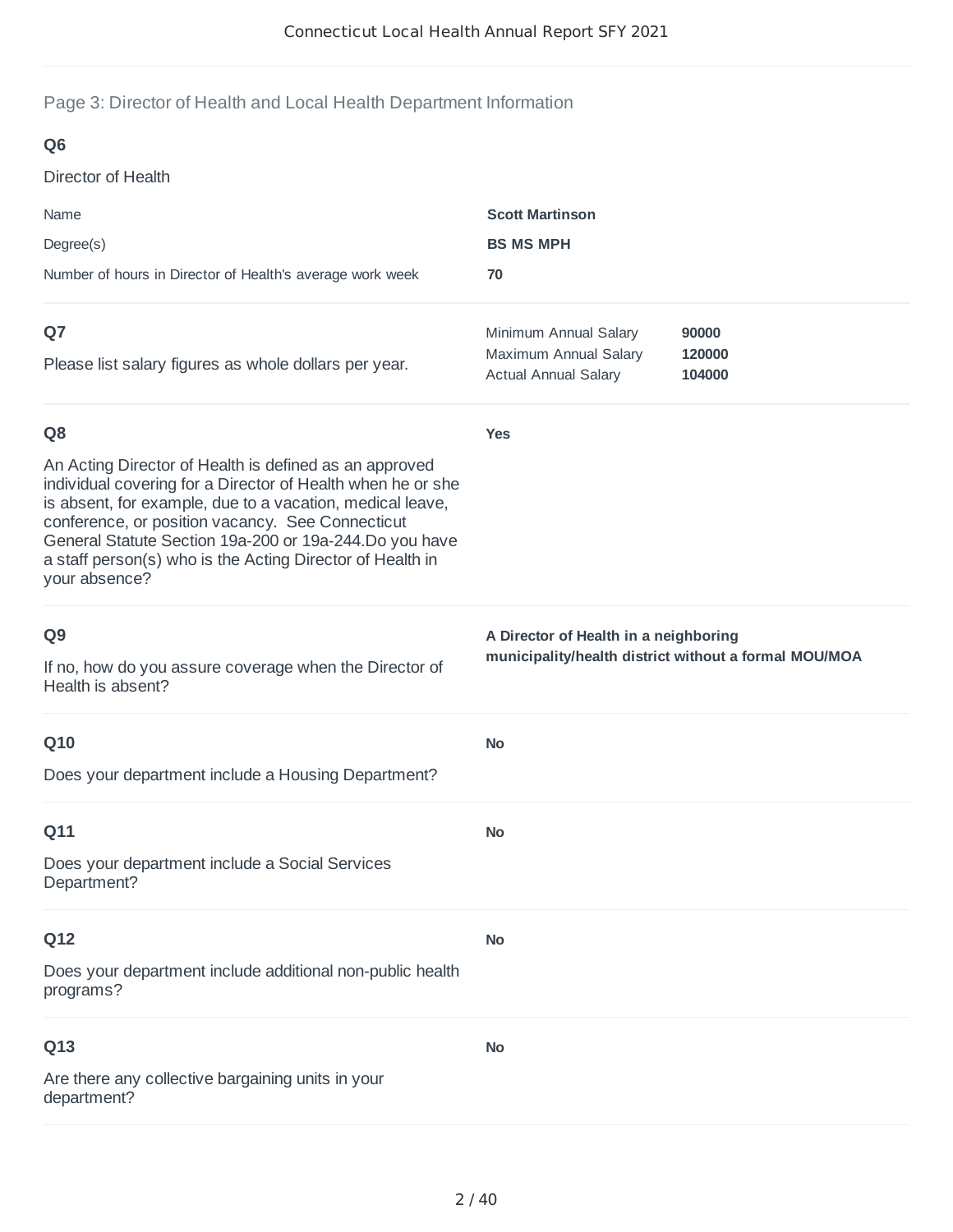## Page 3: Director of Health and Local Health Department Information

### Q6

Director of Health

| | |
|---|---|
| Name | **Scott Martinson** |
| Degree(s) | **BS MS MPH** |
| Number of hours in Director of Health's average work week | **70** |

### Q7

Please list salary figures as whole dollars per year.

| | |
|---|---|
| Minimum Annual Salary | **90000** |
| Maximum Annual Salary | **120000** |
| Actual Annual Salary | **104000** |

### Q8

An Acting Director of Health is defined as an approved individual covering for a Director of Health when he or she is absent, for example, due to a vacation, medical leave, conference, or position vacancy. See Connecticut General Statute Section 19a-200 or 19a-244.Do you have a staff person(s) who is the Acting Director of Health in your absence?

**Yes**

### Q9

If no, how do you assure coverage when the Director of Health is absent?

**A Director of Health in a neighboring municipality/health district without a formal MOU/MOA**

### Q10

Does your department include a Housing Department?

**No**

### Q11

Does your department include a Social Services Department?

**No**

### Q12

Does your department include additional non-public health programs?

**No**

### Q13

Are there any collective bargaining units in your department?

**No**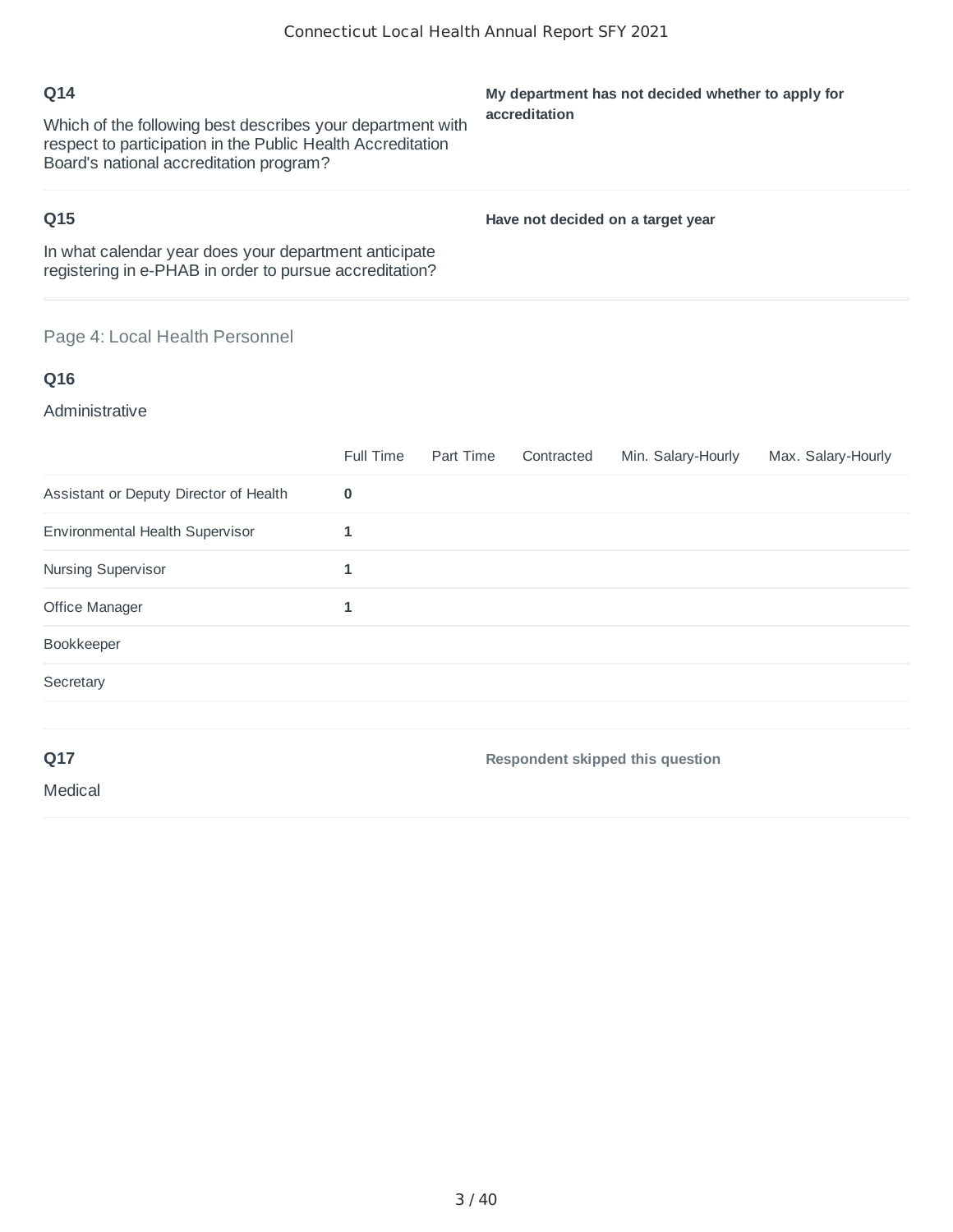**Q14**

Which of the following best describes your department with respect to participation in the Public Health Accreditation Board's national accreditation program?

**My department has not decided whether to apply for accreditation**

**Q15**

In what calendar year does your department anticipate registering in e-PHAB in order to pursue accreditation?

**Have not decided on a target year**

## Page 4: Local Health Personnel

**Q16**

Administrative

| | Full Time | Part Time | Contracted | Min. Salary-Hourly | Max. Salary-Hourly |
|---|---|---|---|---|---|
| Assistant or Deputy Director of Health | **0** | | | | |
| Environmental Health Supervisor | **1** | | | | |
| Nursing Supervisor | **1** | | | | |
| Office Manager | **1** | | | | |
| Bookkeeper | | | | | |
| Secretary | | | | | |

**Q17**

Medical

**Respondent skipped this question**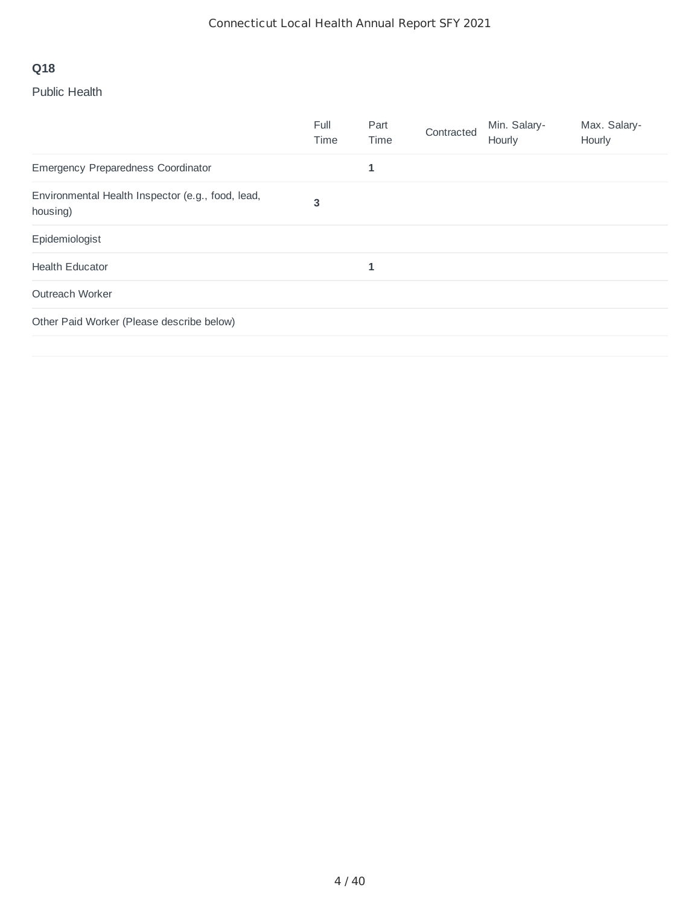**Q18**

Public Health

| | Full Time | Part Time | Contracted | Min. Salary- Hourly | Max. Salary- Hourly |
|---|---|---|---|---|---|
| Emergency Preparedness Coordinator | | 1 | | | |
| Environmental Health Inspector (e.g., food, lead, housing) | 3 | | | | |
| Epidemiologist | | | | | |
| Health Educator | | 1 | | | |
| Outreach Worker | | | | | |
| Other Paid Worker (Please describe below) | | | | | |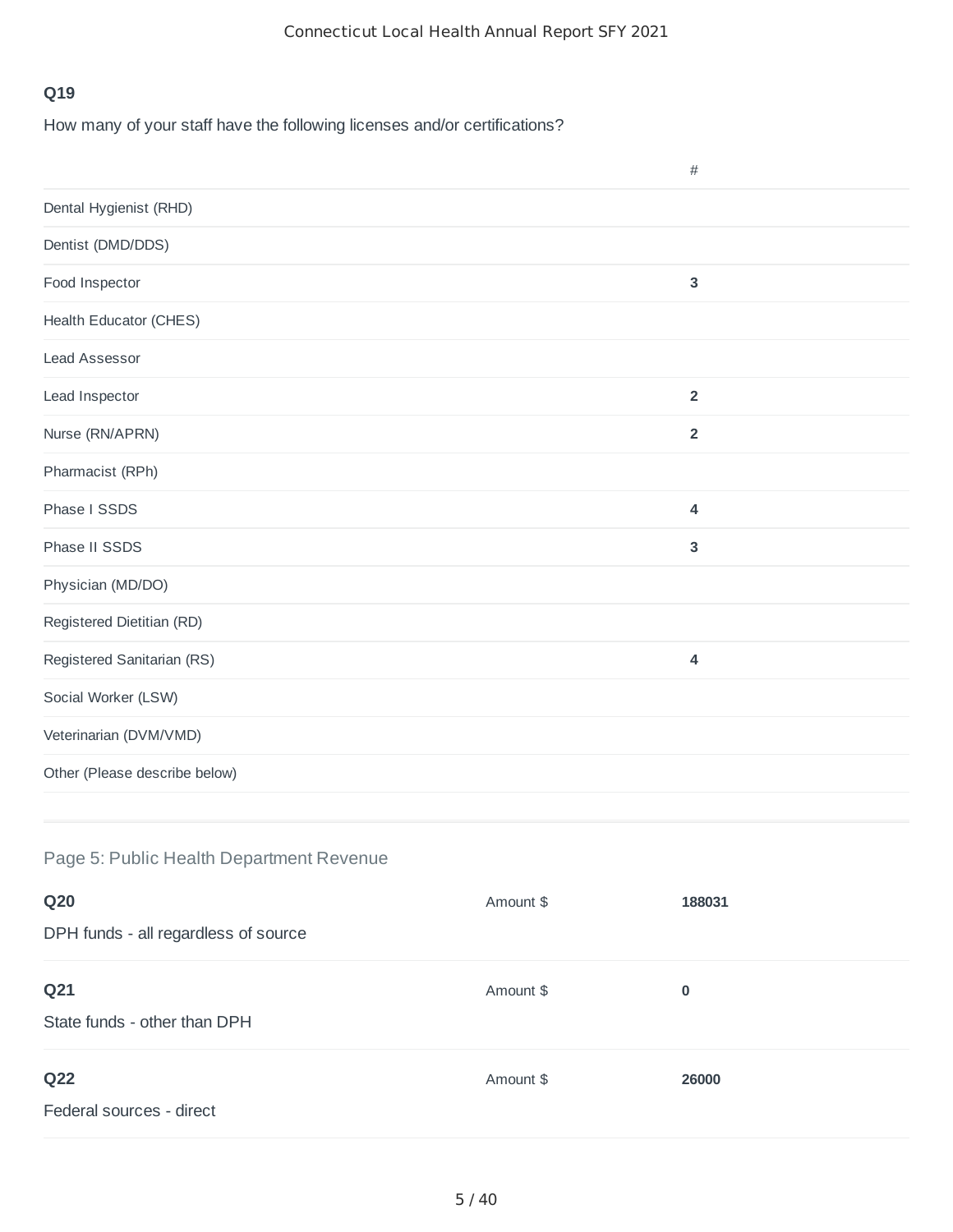**Q19**

How many of your staff have the following licenses and/or certifications?

| | # |
|---|---|
| Dental Hygienist (RHD) | |
| Dentist (DMD/DDS) | |
| Food Inspector | **3** |
| Health Educator (CHES) | |
| Lead Assessor | |
| Lead Inspector | **2** |
| Nurse (RN/APRN) | **2** |
| Pharmacist (RPh) | |
| Phase I SSDS | **4** |
| Phase II SSDS | **3** |
| Physician (MD/DO) | |
| Registered Dietitian (RD) | |
| Registered Sanitarian (RS) | **4** |
| Social Worker (LSW) | |
| Veterinarian (DVM/VMD) | |
| Other (Please describe below) | |

## Page 5: Public Health Department Revenue

**Q20**

DPH funds - all regardless of source

Amount $ **188031**

**Q21**

State funds - other than DPH

Amount $ **0**

**Q22**

Federal sources - direct

Amount $ **26000**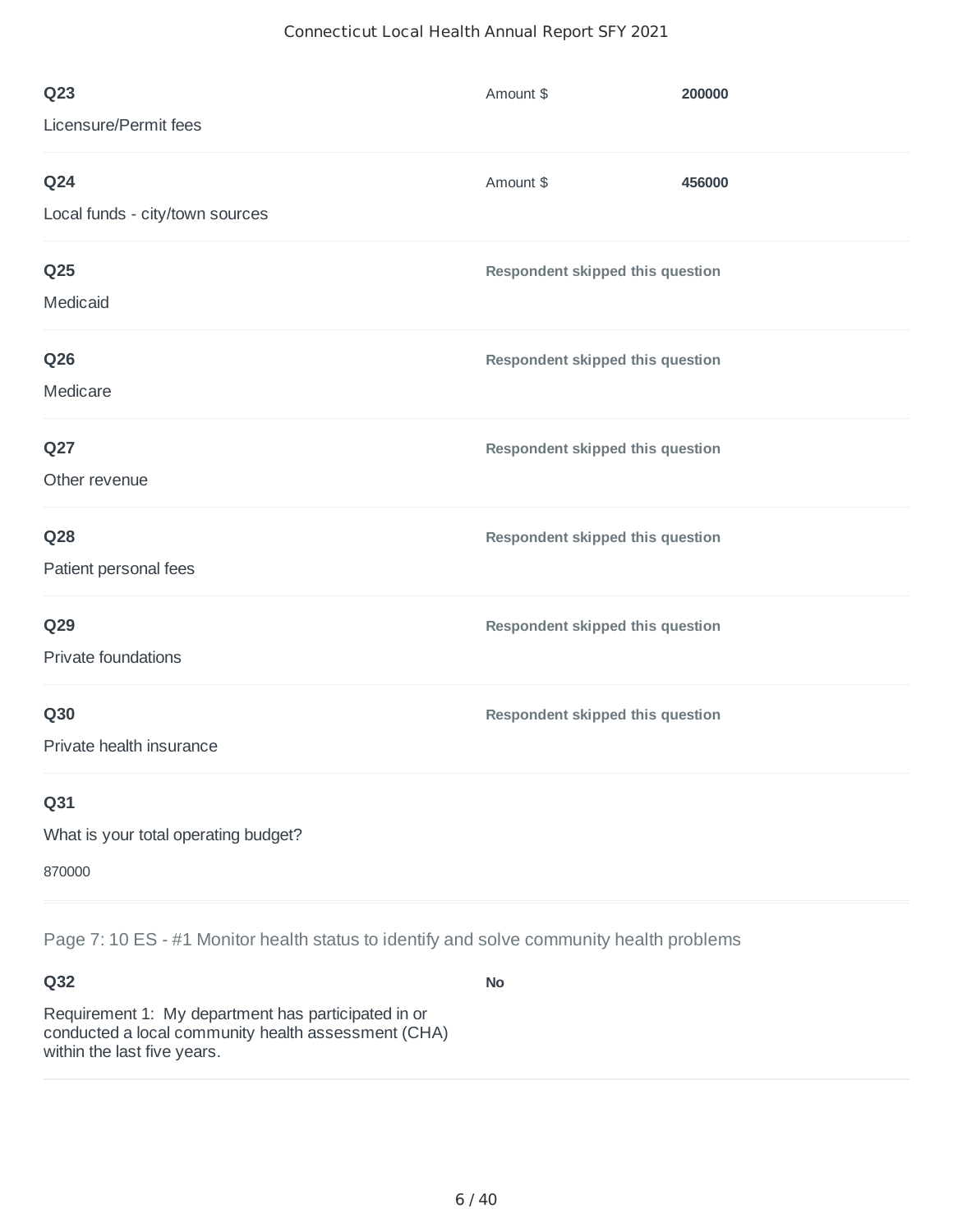**Q23**

Licensure/Permit fees

Amount $ **200000**

---

**Q24**

Local funds - city/town sources

Amount $ **456000**

---

**Q25**

Medicaid

**Respondent skipped this question**

---

**Q26**

Medicare

**Respondent skipped this question**

---

**Q27**

Other revenue

**Respondent skipped this question**

---

**Q28**

Patient personal fees

**Respondent skipped this question**

---

**Q29**

Private foundations

**Respondent skipped this question**

---

**Q30**

Private health insurance

**Respondent skipped this question**

---

**Q31**

What is your total operating budget?

870000

---

## Page 7: 10 ES - #1 Monitor health status to identify and solve community health problems

**Q32**

Requirement 1: My department has participated in or conducted a local community health assessment (CHA) within the last five years.

**No**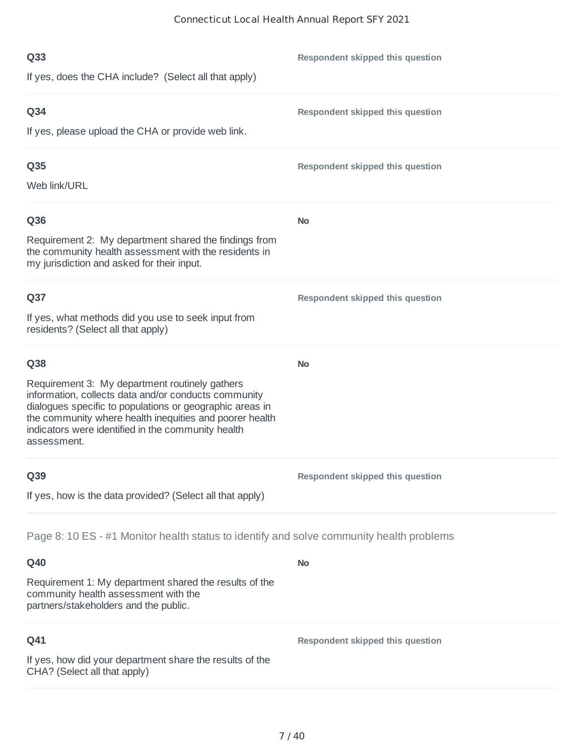**Q33**

If yes, does the CHA include? (Select all that apply)

**Respondent skipped this question**

**Q34**

If yes, please upload the CHA or provide web link.

**Respondent skipped this question**

**Q35**

Web link/URL

**Respondent skipped this question**

**Q36**

Requirement 2: My department shared the findings from the community health assessment with the residents in my jurisdiction and asked for their input.

**No**

**Q37**

If yes, what methods did you use to seek input from residents? (Select all that apply)

**Respondent skipped this question**

**Q38**

Requirement 3: My department routinely gathers information, collects data and/or conducts community dialogues specific to populations or geographic areas in the community where health inequities and poorer health indicators were identified in the community health assessment.

**No**

**Q39**

If yes, how is the data provided? (Select all that apply)

**Respondent skipped this question**

## Page 8: 10 ES - #1 Monitor health status to identify and solve community health problems

**Q40**

Requirement 1: My department shared the results of the community health assessment with the partners/stakeholders and the public.

**No**

**Q41**

If yes, how did your department share the results of the CHA? (Select all that apply)

**Respondent skipped this question**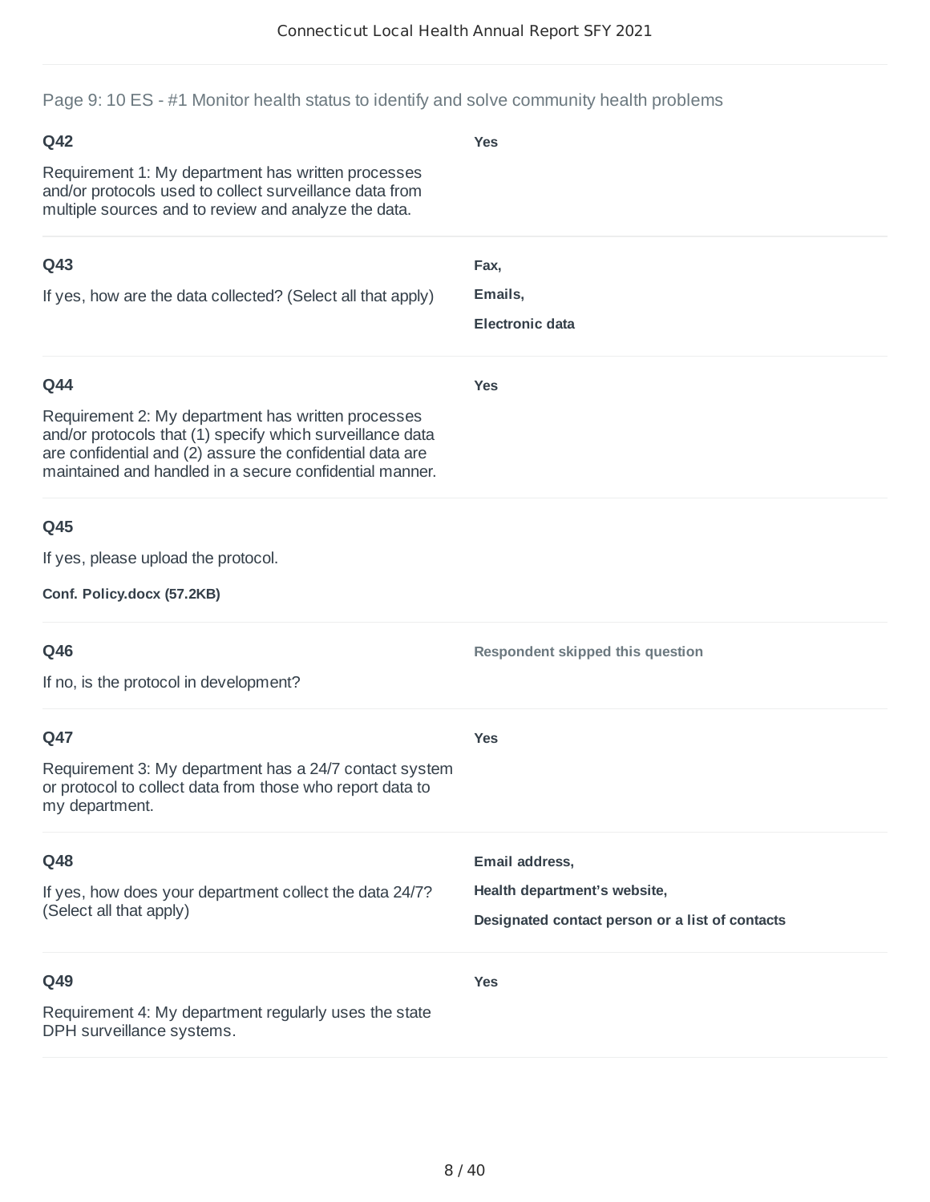## Page 9: 10 ES - #1 Monitor health status to identify and solve community health problems

**Q42**

Requirement 1: My department has written processes and/or protocols used to collect surveillance data from multiple sources and to review and analyze the data.

**Yes**

---

**Q43**

If yes, how are the data collected? (Select all that apply)

**Fax,**

**Emails,**

**Electronic data**

---

**Q44**

Requirement 2: My department has written processes and/or protocols that (1) specify which surveillance data are confidential and (2) assure the confidential data are maintained and handled in a secure confidential manner.

**Yes**

---

**Q45**

If yes, please upload the protocol.

**Conf. Policy.docx (57.2KB)**

---

**Q46**

If no, is the protocol in development?

**Respondent skipped this question**

---

**Q47**

Requirement 3: My department has a 24/7 contact system or protocol to collect data from those who report data to my department.

**Yes**

---

**Q48**

If yes, how does your department collect the data 24/7? (Select all that apply)

**Email address,**

**Health department's website,**

**Designated contact person or a list of contacts**

---

**Q49**

Requirement 4: My department regularly uses the state DPH surveillance systems.

**Yes**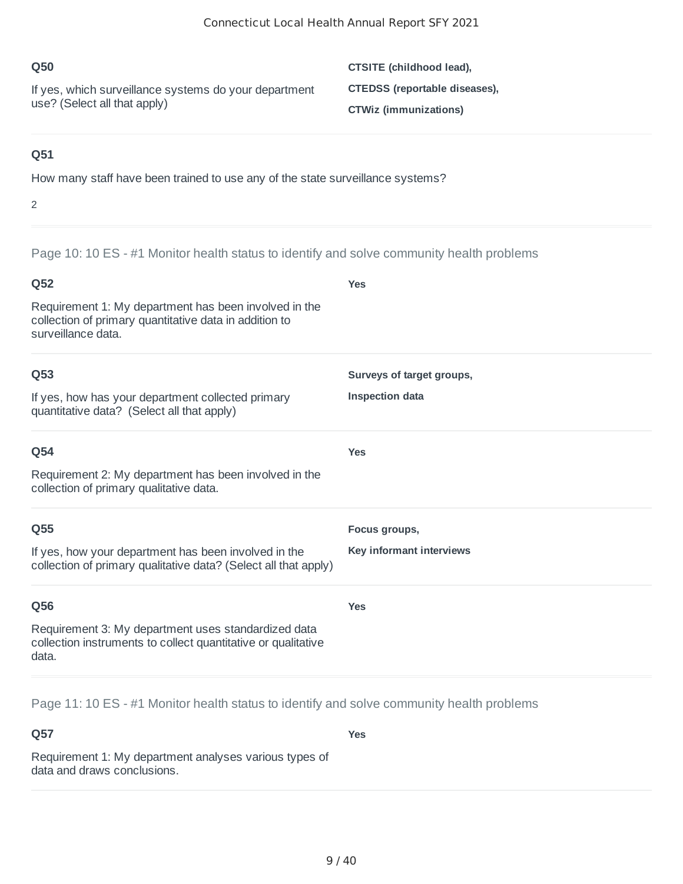### Q50

If yes, which surveillance systems do your department use? (Select all that apply)

**CTSITE (childhood lead),**

**CTEDSS (reportable diseases),**

**CTWiz (immunizations)**

### Q51

How many staff have been trained to use any of the state surveillance systems?

2

## Page 10: 10 ES - #1 Monitor health status to identify and solve community health problems

### Q52

Requirement 1: My department has been involved in the collection of primary quantitative data in addition to surveillance data.

**Yes**

### Q53

If yes, how has your department collected primary quantitative data? (Select all that apply)

**Surveys of target groups,**

**Inspection data**

### Q54

Requirement 2: My department has been involved in the collection of primary qualitative data.

**Yes**

### Q55

If yes, how your department has been involved in the collection of primary qualitative data? (Select all that apply)

**Focus groups,**

**Key informant interviews**

### Q56

Requirement 3: My department uses standardized data collection instruments to collect quantitative or qualitative data.

**Yes**

## Page 11: 10 ES - #1 Monitor health status to identify and solve community health problems

### Q57

Requirement 1: My department analyses various types of data and draws conclusions.

**Yes**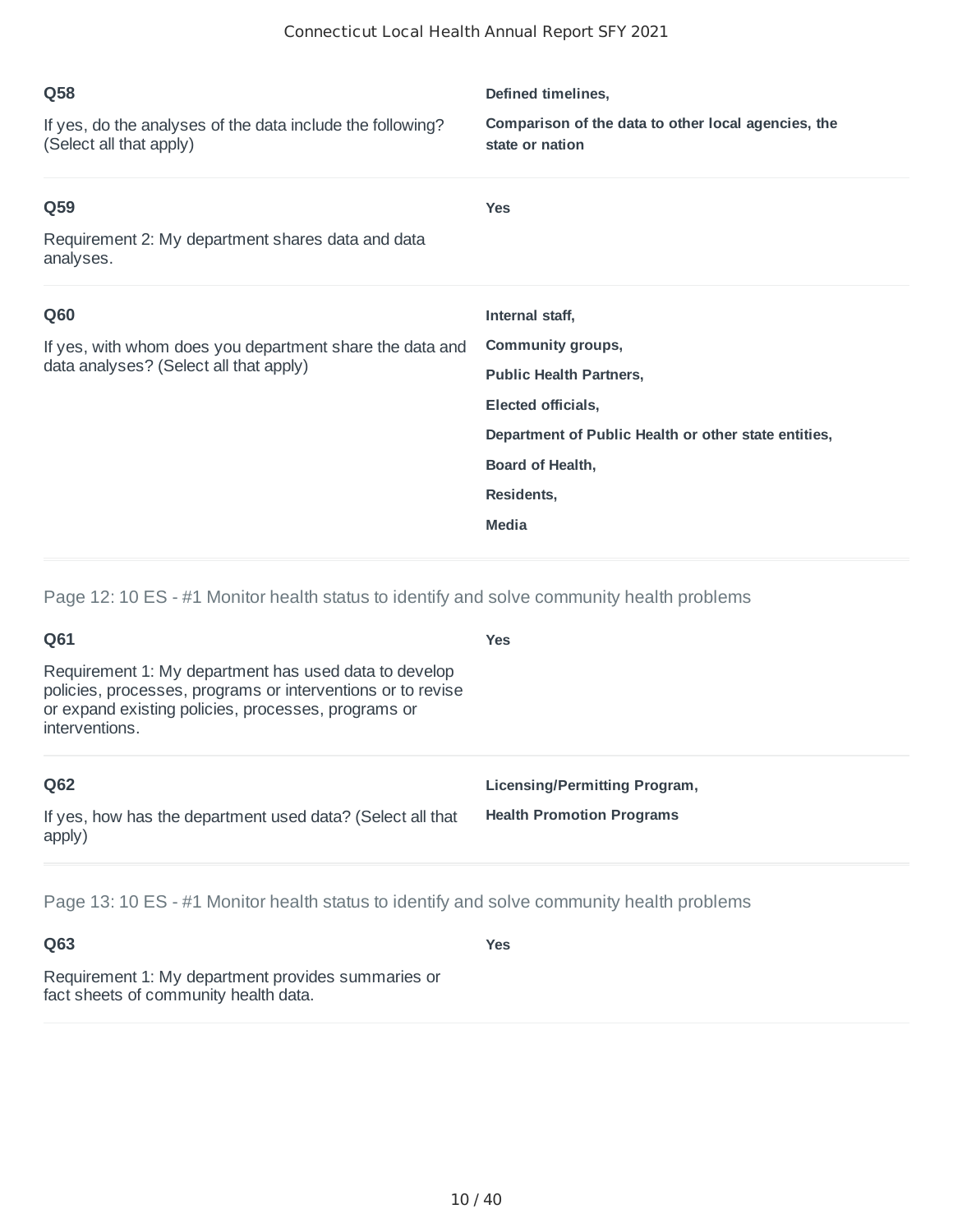**Q58**

If yes, do the analyses of the data include the following? (Select all that apply)

**Defined timelines,**

**Comparison of the data to other local agencies, the state or nation**

**Q59**

Requirement 2: My department shares data and data analyses.

**Yes**

**Q60**

If yes, with whom does you department share the data and data analyses? (Select all that apply)

**Internal staff,**

**Community groups,**

**Public Health Partners,**

**Elected officials,**

**Department of Public Health or other state entities,**

**Board of Health,**

**Residents,**

**Media**

## Page 12: 10 ES - #1 Monitor health status to identify and solve community health problems

**Q61**

Requirement 1: My department has used data to develop policies, processes, programs or interventions or to revise or expand existing policies, processes, programs or interventions.

**Yes**

**Q62**

If yes, how has the department used data? (Select all that apply)

**Licensing/Permitting Program,**

**Health Promotion Programs**

## Page 13: 10 ES - #1 Monitor health status to identify and solve community health problems

**Q63**

Requirement 1: My department provides summaries or fact sheets of community health data.

**Yes**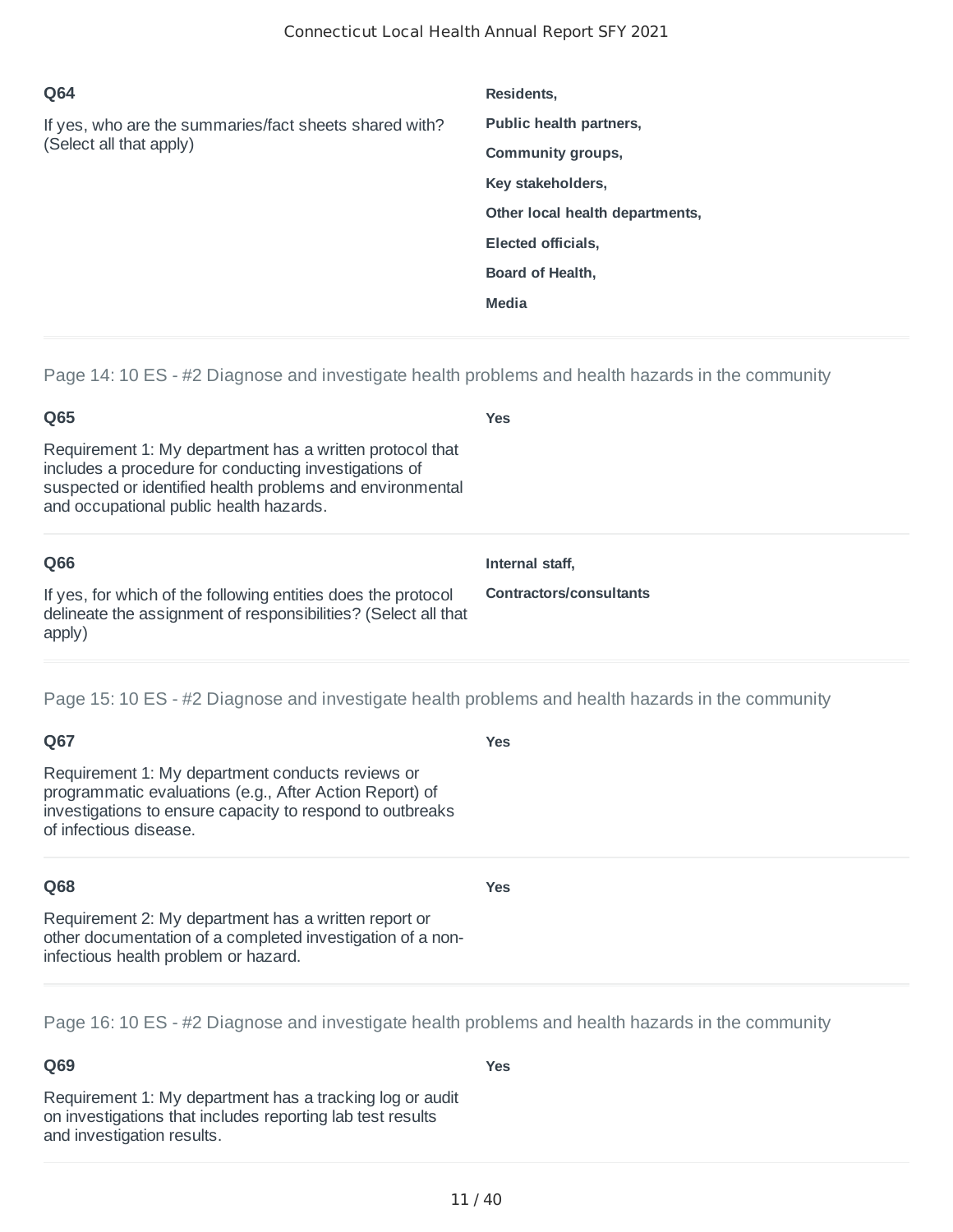**Q64**

If yes, who are the summaries/fact sheets shared with? (Select all that apply)

**Residents,**

**Public health partners,**

**Community groups,**

**Key stakeholders,**

**Other local health departments,**

**Elected officials,**

**Board of Health,**

**Media**

---

## Page 14: 10 ES - #2 Diagnose and investigate health problems and health hazards in the community

**Q65**

Requirement 1: My department has a written protocol that includes a procedure for conducting investigations of suspected or identified health problems and environmental and occupational public health hazards.

**Yes**

---

**Q66**

If yes, for which of the following entities does the protocol delineate the assignment of responsibilities? (Select all that apply)

**Internal staff,**

**Contractors/consultants**

---

## Page 15: 10 ES - #2 Diagnose and investigate health problems and health hazards in the community

**Q67**

Requirement 1: My department conducts reviews or programmatic evaluations (e.g., After Action Report) of investigations to ensure capacity to respond to outbreaks of infectious disease.

**Yes**

---

**Q68**

Requirement 2: My department has a written report or other documentation of a completed investigation of a non-infectious health problem or hazard.

**Yes**

---

## Page 16: 10 ES - #2 Diagnose and investigate health problems and health hazards in the community

**Q69**

Requirement 1: My department has a tracking log or audit on investigations that includes reporting lab test results and investigation results.

**Yes**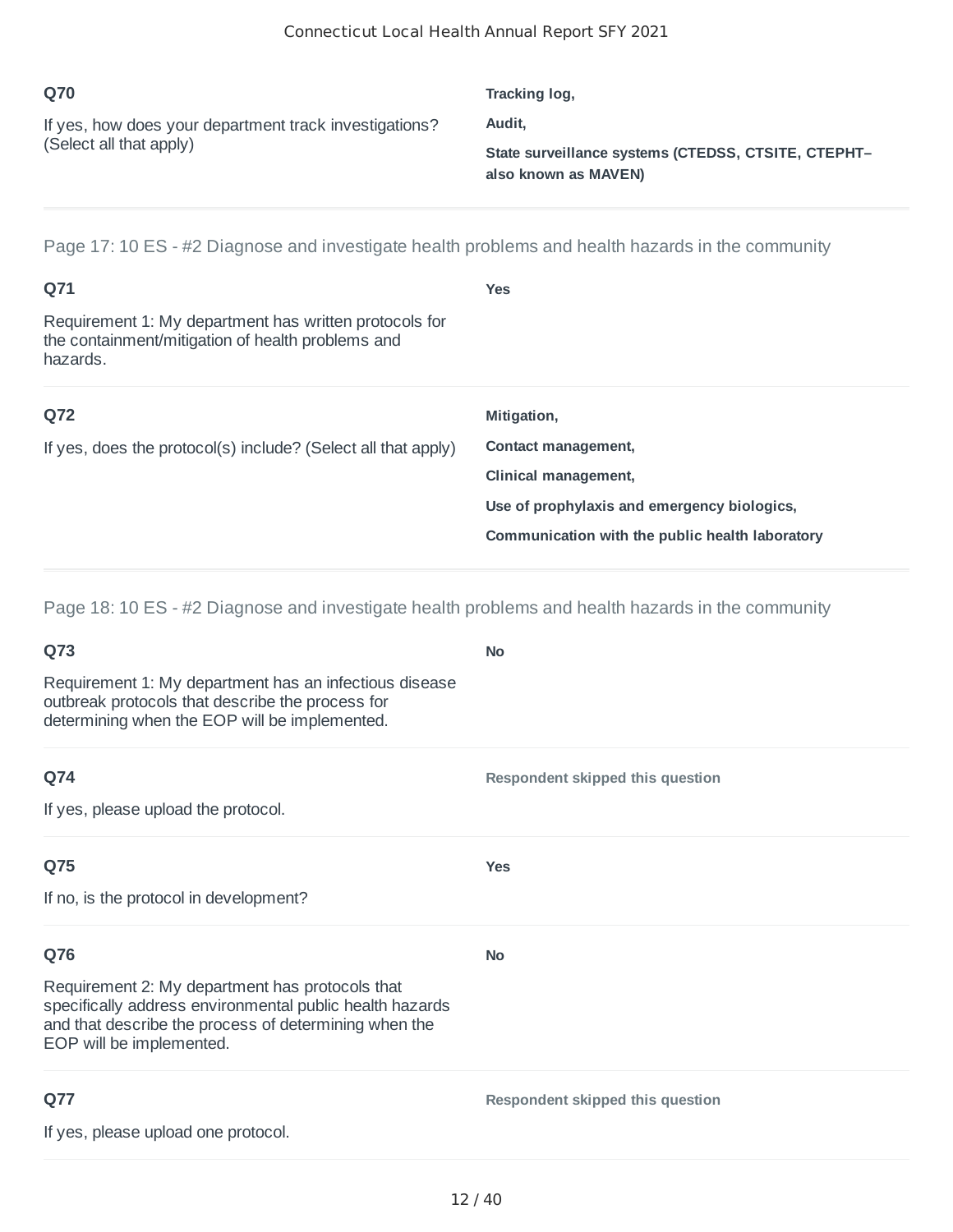**Q70**

If yes, how does your department track investigations? (Select all that apply)

**Tracking log,**

**Audit,**

**State surveillance systems (CTEDSS, CTSITE, CTEPHT– also known as MAVEN)**

---

## Page 17: 10 ES - #2 Diagnose and investigate health problems and health hazards in the community

**Q71**

Requirement 1: My department has written protocols for the containment/mitigation of health problems and hazards.

**Yes**

**Q72**

If yes, does the protocol(s) include? (Select all that apply)

**Mitigation,**

**Contact management,**

**Clinical management,**

**Use of prophylaxis and emergency biologics,**

**Communication with the public health laboratory**

---

## Page 18: 10 ES - #2 Diagnose and investigate health problems and health hazards in the community

**Q73**

Requirement 1: My department has an infectious disease outbreak protocols that describe the process for determining when the EOP will be implemented.

**No**

**Q74**

If yes, please upload the protocol.

**Respondent skipped this question**

**Q75**

If no, is the protocol in development?

**Yes**

**Q76**

Requirement 2: My department has protocols that specifically address environmental public health hazards and that describe the process of determining when the EOP will be implemented.

**No**

**Q77**

If yes, please upload one protocol.

**Respondent skipped this question**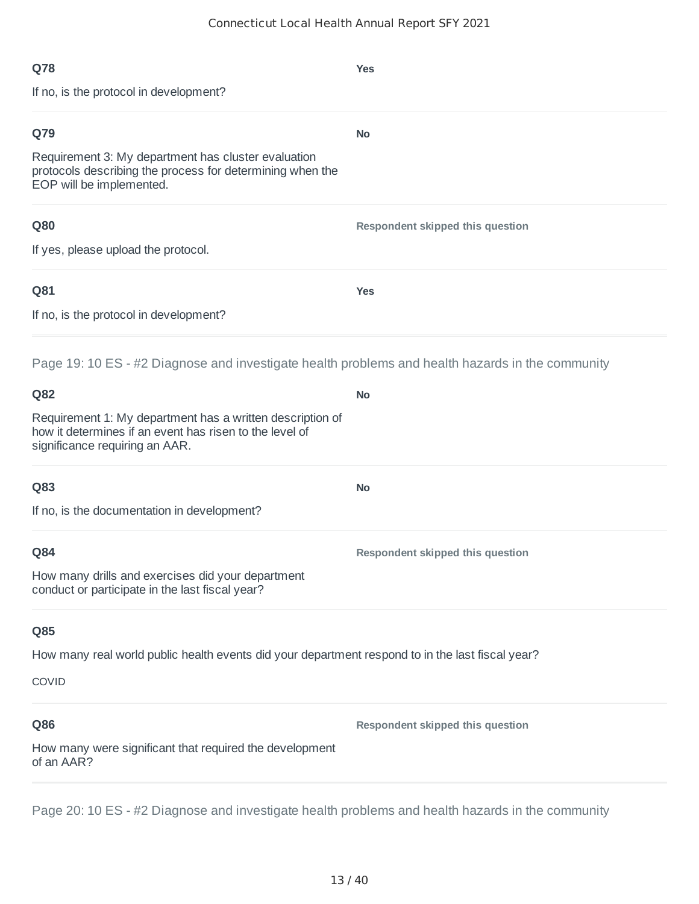**Q78**

If no, is the protocol in development?

**Yes**

---

**Q79**

Requirement 3: My department has cluster evaluation protocols describing the process for determining when the EOP will be implemented.

**No**

---

**Q80**

If yes, please upload the protocol.

**Respondent skipped this question**

---

**Q81**

If no, is the protocol in development?

**Yes**

---

Page 19: 10 ES - #2 Diagnose and investigate health problems and health hazards in the community

**Q82**

Requirement 1: My department has a written description of how it determines if an event has risen to the level of significance requiring an AAR.

**No**

---

**Q83**

If no, is the documentation in development?

**No**

---

**Q84**

How many drills and exercises did your department conduct or participate in the last fiscal year?

**Respondent skipped this question**

---

**Q85**

How many real world public health events did your department respond to in the last fiscal year?

COVID

---

**Q86**

How many were significant that required the development of an AAR?

**Respondent skipped this question**

---

Page 20: 10 ES - #2 Diagnose and investigate health problems and health hazards in the community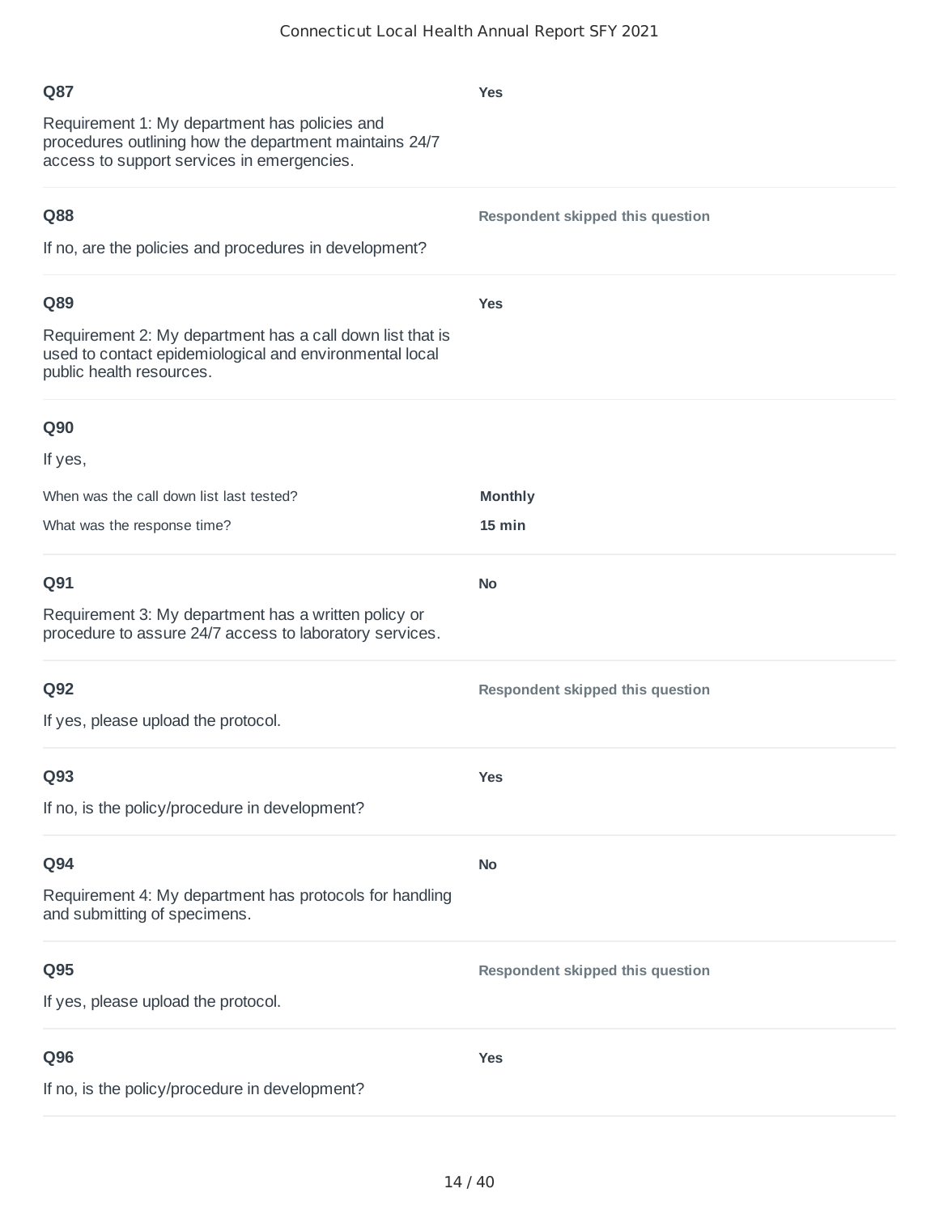**Q87**

Requirement 1: My department has policies and procedures outlining how the department maintains 24/7 access to support services in emergencies.

**Yes**

**Q88**

If no, are the policies and procedures in development?

**Respondent skipped this question**

**Q89**

Requirement 2: My department has a call down list that is used to contact epidemiological and environmental local public health resources.

**Yes**

**Q90**

If yes,

When was the call down list last tested? **Monthly**

What was the response time? **15 min**

**Q91**

Requirement 3: My department has a written policy or procedure to assure 24/7 access to laboratory services.

**No**

**Q92**

If yes, please upload the protocol.

**Respondent skipped this question**

**Q93**

If no, is the policy/procedure in development?

**Yes**

**Q94**

Requirement 4: My department has protocols for handling and submitting of specimens.

**No**

**Q95**

If yes, please upload the protocol.

**Respondent skipped this question**

**Q96**

If no, is the policy/procedure in development?

**Yes**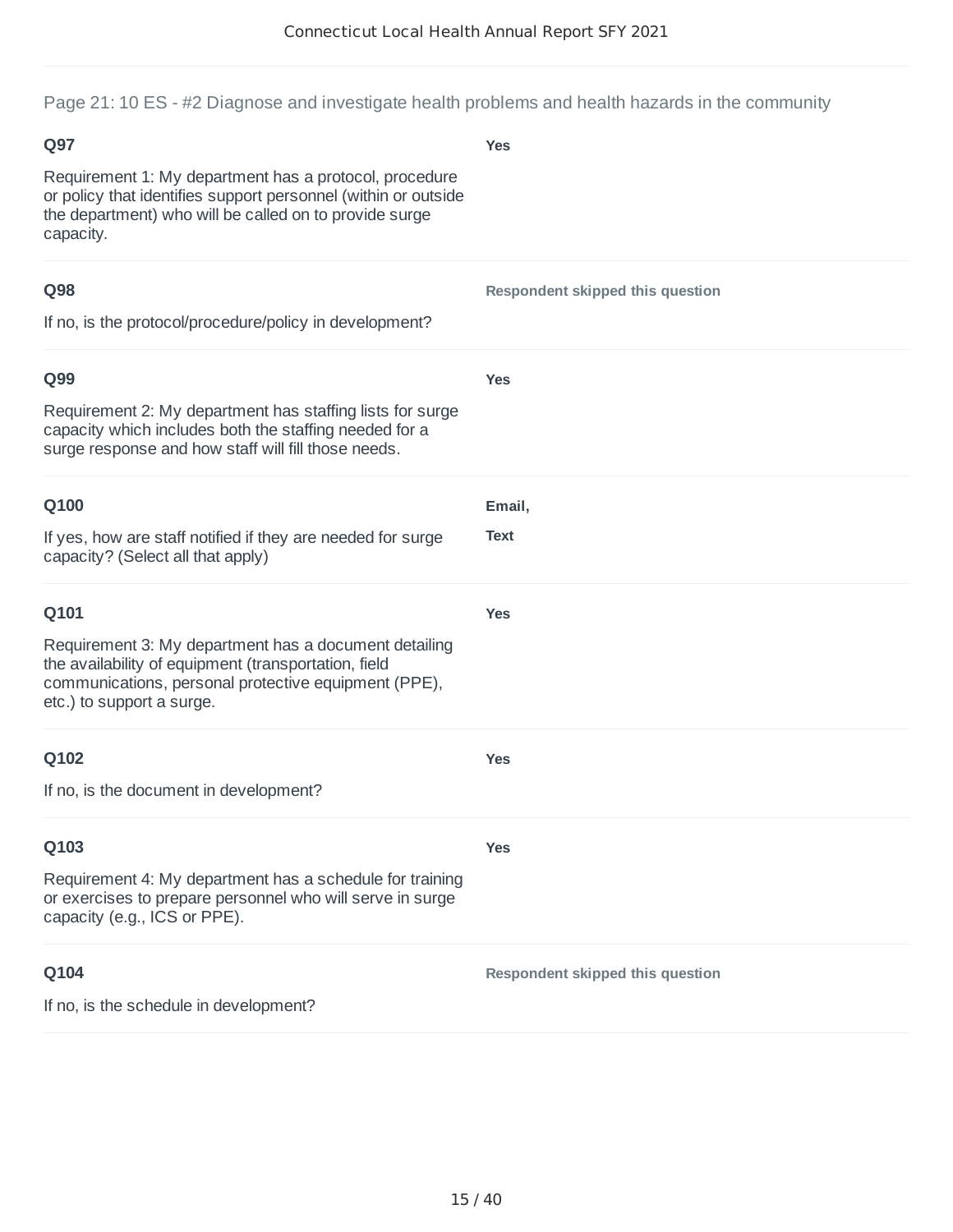## Page 21: 10 ES - #2 Diagnose and investigate health problems and health hazards in the community

**Q97**

Requirement 1: My department has a protocol, procedure or policy that identifies support personnel (within or outside the department) who will be called on to provide surge capacity.

**Yes**

**Q98**

If no, is the protocol/procedure/policy in development?

**Respondent skipped this question**

**Q99**

Requirement 2: My department has staffing lists for surge capacity which includes both the staffing needed for a surge response and how staff will fill those needs.

**Yes**

**Q100**

If yes, how are staff notified if they are needed for surge capacity? (Select all that apply)

**Email,**

**Text**

**Q101**

Requirement 3: My department has a document detailing the availability of equipment (transportation, field communications, personal protective equipment (PPE), etc.) to support a surge.

**Yes**

**Q102**

If no, is the document in development?

**Yes**

**Q103**

Requirement 4: My department has a schedule for training or exercises to prepare personnel who will serve in surge capacity (e.g., ICS or PPE).

**Yes**

**Q104**

If no, is the schedule in development?

**Respondent skipped this question**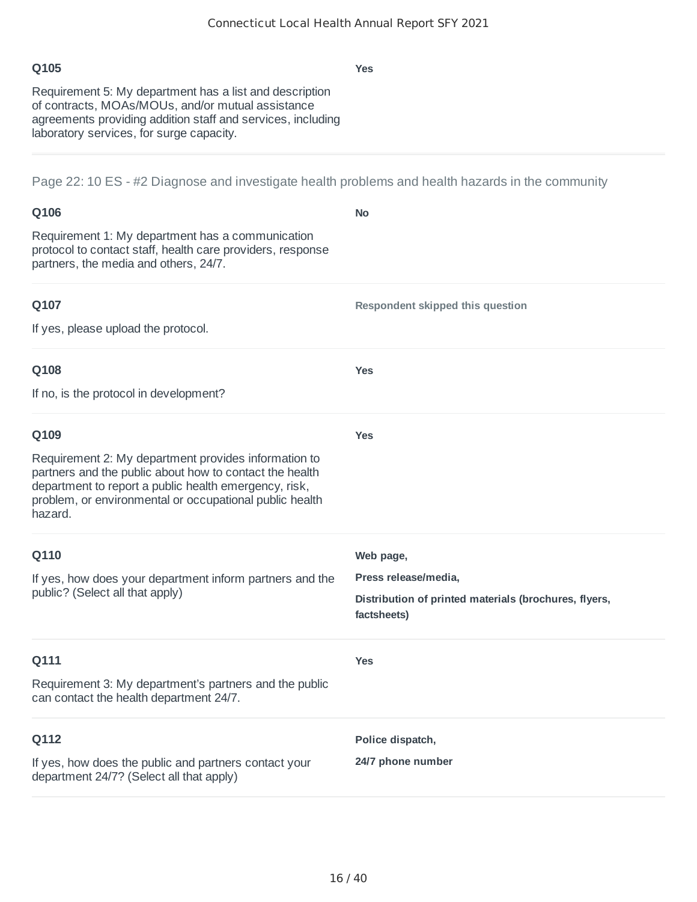**Q105**

Requirement 5: My department has a list and description of contracts, MOAs/MOUs, and/or mutual assistance agreements providing addition staff and services, including laboratory services, for surge capacity.

**Yes**

---

Page 22: 10 ES - #2 Diagnose and investigate health problems and health hazards in the community

**Q106**

Requirement 1: My department has a communication protocol to contact staff, health care providers, response partners, the media and others, 24/7.

**No**

**Q107**

If yes, please upload the protocol.

**Respondent skipped this question**

**Q108**

If no, is the protocol in development?

**Yes**

**Q109**

Requirement 2: My department provides information to partners and the public about how to contact the health department to report a public health emergency, risk, problem, or environmental or occupational public health hazard.

**Yes**

**Q110**

If yes, how does your department inform partners and the public? (Select all that apply)

**Web page,**

**Press release/media,**

**Distribution of printed materials (brochures, flyers, factsheets)**

**Q111**

Requirement 3: My department's partners and the public can contact the health department 24/7.

**Yes**

**Q112**

If yes, how does the public and partners contact your department 24/7? (Select all that apply)

**Police dispatch,**

**24/7 phone number**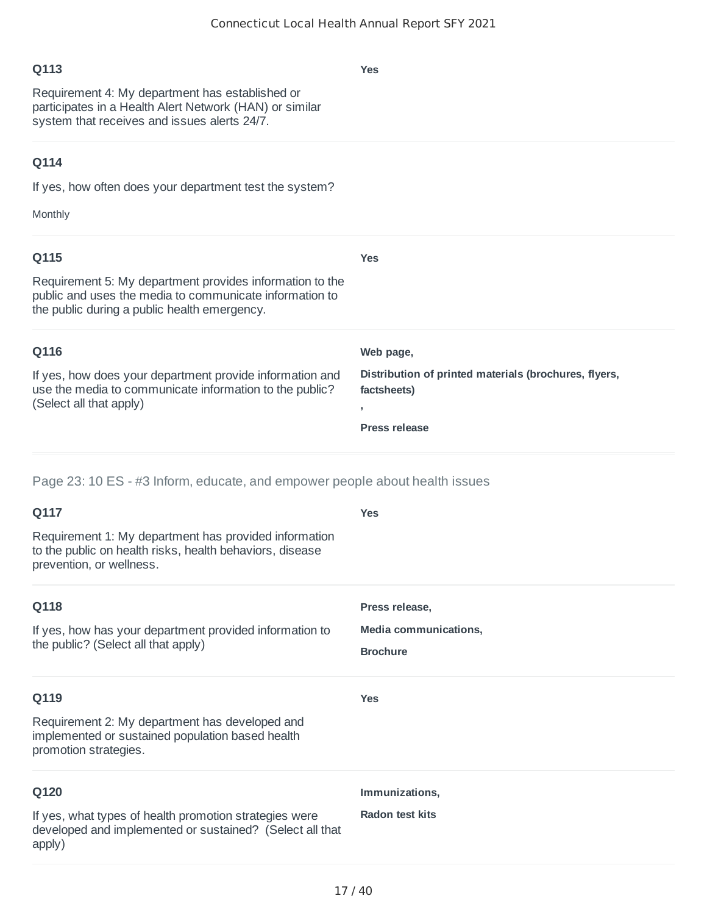**Q113**

Requirement 4: My department has established or participates in a Health Alert Network (HAN) or similar system that receives and issues alerts 24/7.

**Yes**

---

**Q114**

If yes, how often does your department test the system?

Monthly

---

**Q115**

Requirement 5: My department provides information to the public and uses the media to communicate information to the public during a public health emergency.

**Yes**

---

**Q116**

If yes, how does your department provide information and use the media to communicate information to the public? (Select all that apply)

**Web page,**

**Distribution of printed materials (brochures, flyers, factsheets)**

**,**

**Press release**

---

## Page 23: 10 ES - #3 Inform, educate, and empower people about health issues

**Q117**

Requirement 1: My department has provided information to the public on health risks, health behaviors, disease prevention, or wellness.

**Yes**

---

**Q118**

If yes, how has your department provided information to the public? (Select all that apply)

**Press release,**

**Media communications,**

**Brochure**

---

**Q119**

Requirement 2: My department has developed and implemented or sustained population based health promotion strategies.

**Yes**

---

**Q120**

If yes, what types of health promotion strategies were developed and implemented or sustained? (Select all that apply)

**Immunizations,**

**Radon test kits**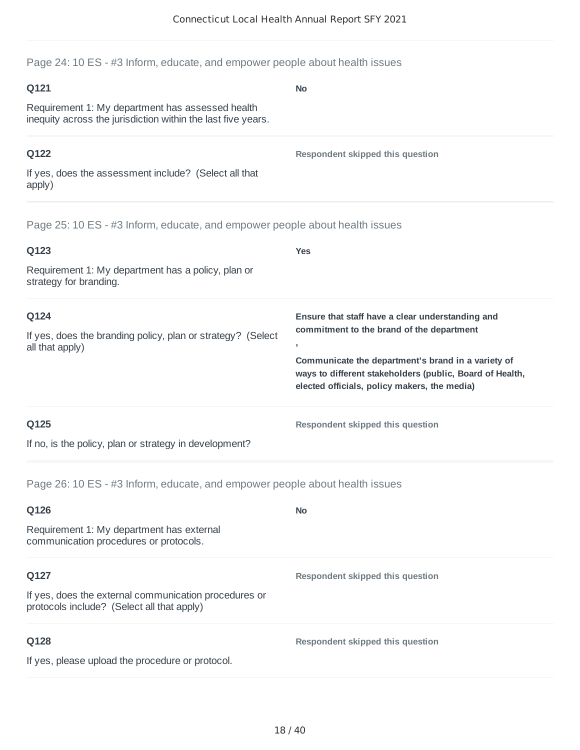## Page 24: 10 ES - #3 Inform, educate, and empower people about health issues

**Q121**

Requirement 1: My department has assessed health inequity across the jurisdiction within the last five years.

**No**

**Q122**

If yes, does the assessment include? (Select all that apply)

**Respondent skipped this question**

## Page 25: 10 ES - #3 Inform, educate, and empower people about health issues

**Q123**

Requirement 1: My department has a policy, plan or strategy for branding.

**Yes**

**Q124**

If yes, does the branding policy, plan or strategy? (Select all that apply)

**Ensure that staff have a clear understanding and commitment to the brand of the department**

**,**

**Communicate the department's brand in a variety of ways to different stakeholders (public, Board of Health, elected officials, policy makers, the media)**

**Q125**

If no, is the policy, plan or strategy in development?

**Respondent skipped this question**

## Page 26: 10 ES - #3 Inform, educate, and empower people about health issues

**Q126**

Requirement 1: My department has external communication procedures or protocols.

**No**

**Q127**

If yes, does the external communication procedures or protocols include? (Select all that apply)

**Respondent skipped this question**

**Q128**

If yes, please upload the procedure or protocol.

**Respondent skipped this question**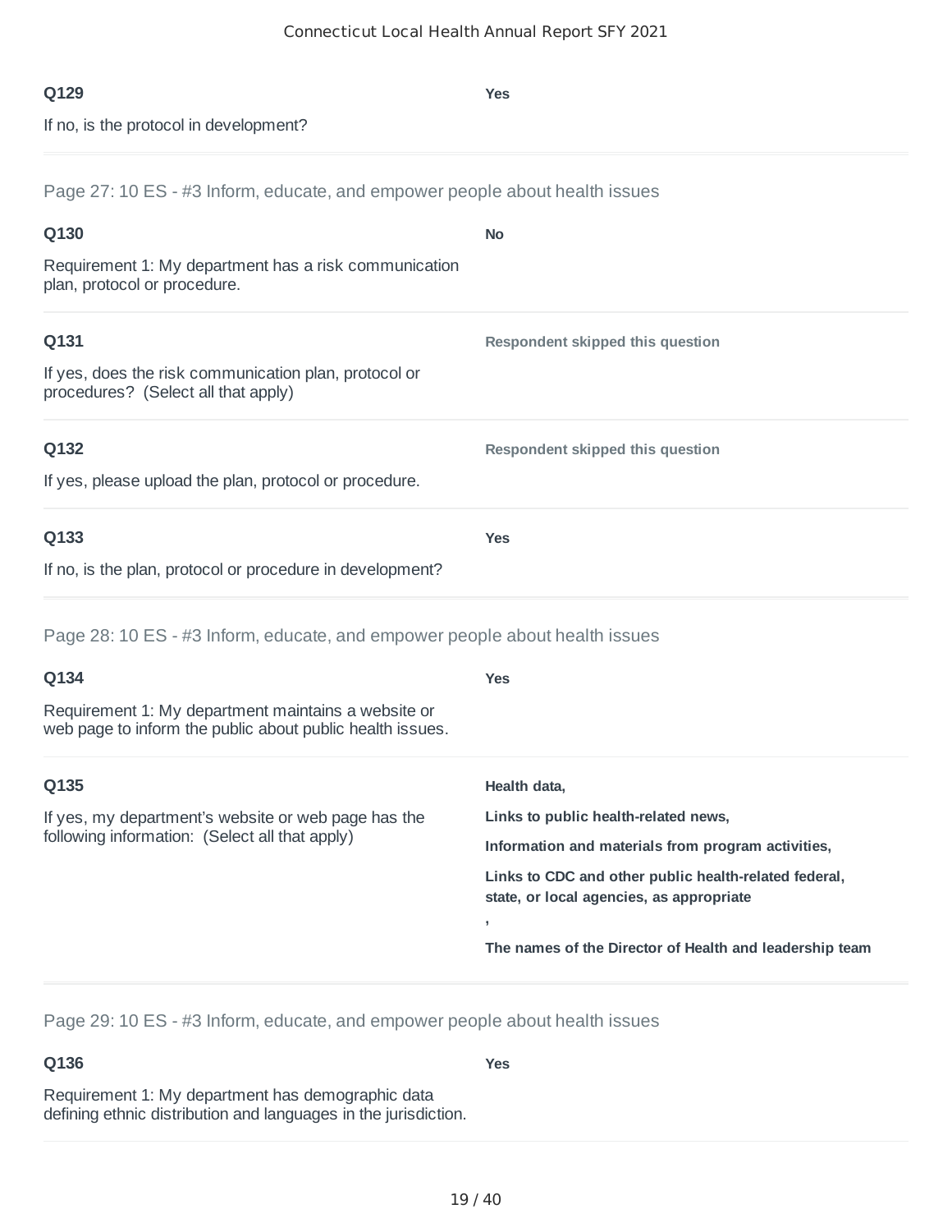**Q129**

If no, is the protocol in development?

**Yes**

---

Page 27: 10 ES - #3 Inform, educate, and empower people about health issues

**Q130**

Requirement 1: My department has a risk communication plan, protocol or procedure.

**No**

**Q131**

If yes, does the risk communication plan, protocol or procedures? (Select all that apply)

**Respondent skipped this question**

**Q132**

If yes, please upload the plan, protocol or procedure.

**Respondent skipped this question**

**Q133**

If no, is the plan, protocol or procedure in development?

**Yes**

---

Page 28: 10 ES - #3 Inform, educate, and empower people about health issues

**Q134**

Requirement 1: My department maintains a website or web page to inform the public about public health issues.

**Yes**

**Q135**

If yes, my department's website or web page has the following information: (Select all that apply)

**Health data,**

**Links to public health-related news,**

**Information and materials from program activities,**

**Links to CDC and other public health-related federal, state, or local agencies, as appropriate**

**,**

**The names of the Director of Health and leadership team**

---

Page 29: 10 ES - #3 Inform, educate, and empower people about health issues

**Q136**

Requirement 1: My department has demographic data defining ethnic distribution and languages in the jurisdiction.

**Yes**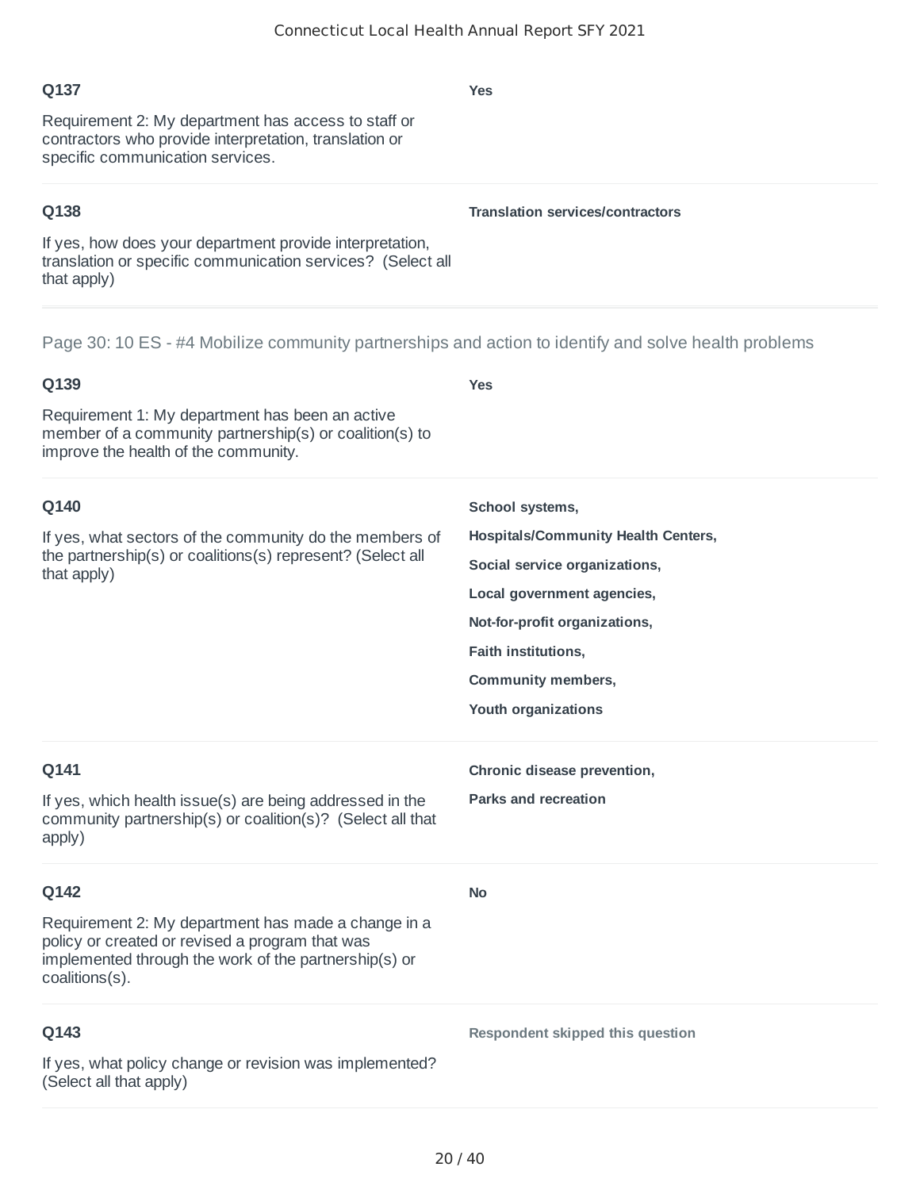**Q137**

Requirement 2: My department has access to staff or contractors who provide interpretation, translation or specific communication services.

**Yes**

---

**Q138**

If yes, how does your department provide interpretation, translation or specific communication services? (Select all that apply)

**Translation services/contractors**

---

Page 30: 10 ES - #4 Mobilize community partnerships and action to identify and solve health problems

**Q139**

Requirement 1: My department has been an active member of a community partnership(s) or coalition(s) to improve the health of the community.

**Yes**

---

**Q140**

If yes, what sectors of the community do the members of the partnership(s) or coalitions(s) represent? (Select all that apply)

**School systems,**

**Hospitals/Community Health Centers,**

**Social service organizations,**

**Local government agencies,**

**Not-for-profit organizations,**

**Faith institutions,**

**Community members,**

**Youth organizations**

---

**Q141**

If yes, which health issue(s) are being addressed in the community partnership(s) or coalition(s)? (Select all that apply)

**Chronic disease prevention,**

**Parks and recreation**

---

**Q142**

Requirement 2: My department has made a change in a policy or created or revised a program that was implemented through the work of the partnership(s) or coalitions(s).

**No**

---

**Q143**

If yes, what policy change or revision was implemented? (Select all that apply)

**Respondent skipped this question**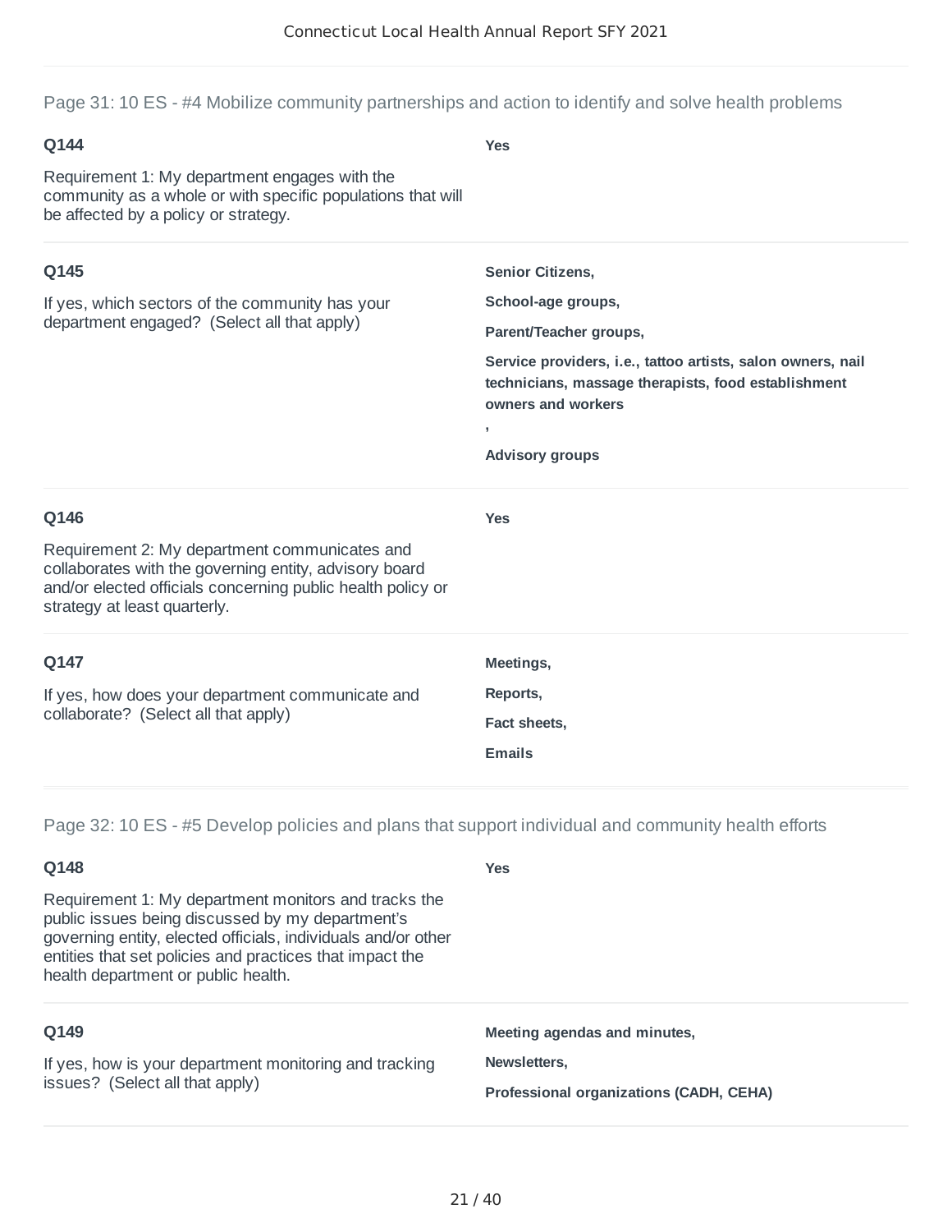## Page 31: 10 ES - #4 Mobilize community partnerships and action to identify and solve health problems

**Q144**

Requirement 1: My department engages with the community as a whole or with specific populations that will be affected by a policy or strategy.

**Yes**

**Q145**

If yes, which sectors of the community has your department engaged? (Select all that apply)

**Senior Citizens,**

**School-age groups,**

**Parent/Teacher groups,**

**Service providers, i.e., tattoo artists, salon owners, nail technicians, massage therapists, food establishment owners and workers**

**,**

**Advisory groups**

**Q146**

Requirement 2: My department communicates and collaborates with the governing entity, advisory board and/or elected officials concerning public health policy or strategy at least quarterly.

**Yes**

**Q147**

If yes, how does your department communicate and collaborate? (Select all that apply)

**Meetings,**

**Reports,**

**Fact sheets,**

**Emails**

## Page 32: 10 ES - #5 Develop policies and plans that support individual and community health efforts

**Q148**

Requirement 1: My department monitors and tracks the public issues being discussed by my department's governing entity, elected officials, individuals and/or other entities that set policies and practices that impact the health department or public health.

**Yes**

**Q149**

If yes, how is your department monitoring and tracking issues? (Select all that apply)

**Meeting agendas and minutes,**

**Newsletters,**

**Professional organizations (CADH, CEHA)**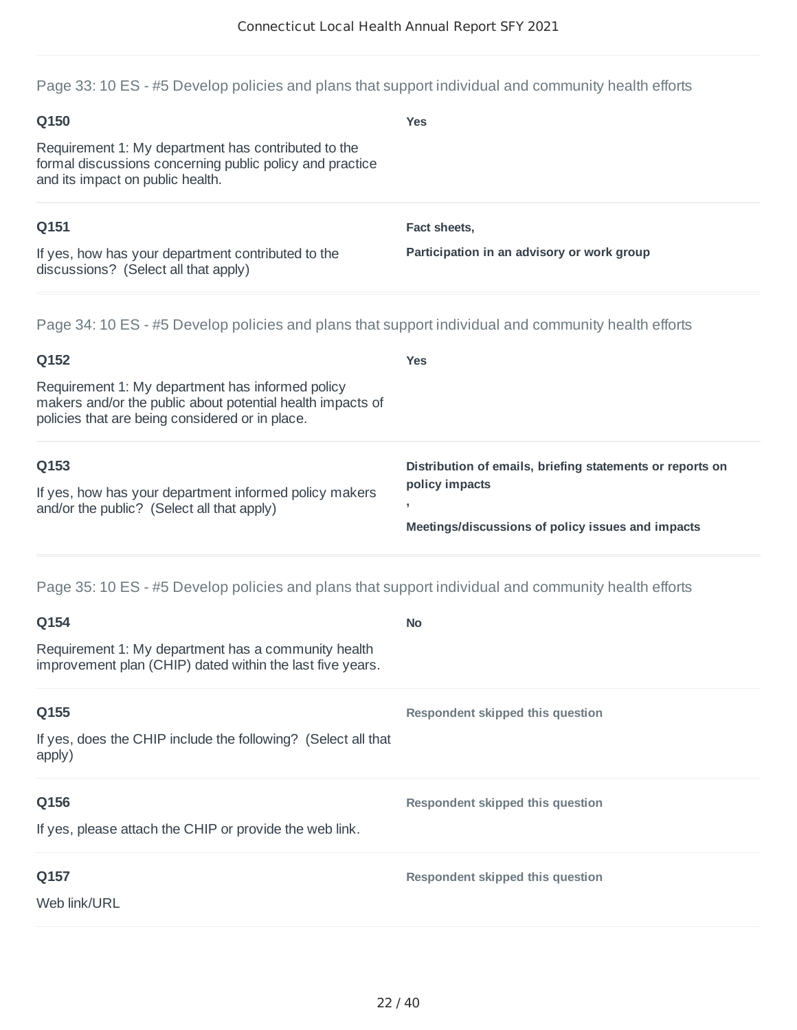## Page 33: 10 ES - #5 Develop policies and plans that support individual and community health efforts

**Q150**

Requirement 1: My department has contributed to the formal discussions concerning public policy and practice and its impact on public health.

**Yes**

**Q151**

If yes, how has your department contributed to the discussions? (Select all that apply)

**Fact sheets,**

**Participation in an advisory or work group**

## Page 34: 10 ES - #5 Develop policies and plans that support individual and community health efforts

**Q152**

Requirement 1: My department has informed policy makers and/or the public about potential health impacts of policies that are being considered or in place.

**Yes**

**Q153**

If yes, how has your department informed policy makers and/or the public? (Select all that apply)

**Distribution of emails, briefing statements or reports on policy impacts**

**,**

**Meetings/discussions of policy issues and impacts**

## Page 35: 10 ES - #5 Develop policies and plans that support individual and community health efforts

**Q154**

Requirement 1: My department has a community health improvement plan (CHIP) dated within the last five years.

**No**

**Q155**

If yes, does the CHIP include the following? (Select all that apply)

**Respondent skipped this question**

**Q156**

If yes, please attach the CHIP or provide the web link.

**Respondent skipped this question**

**Q157**

Web link/URL

**Respondent skipped this question**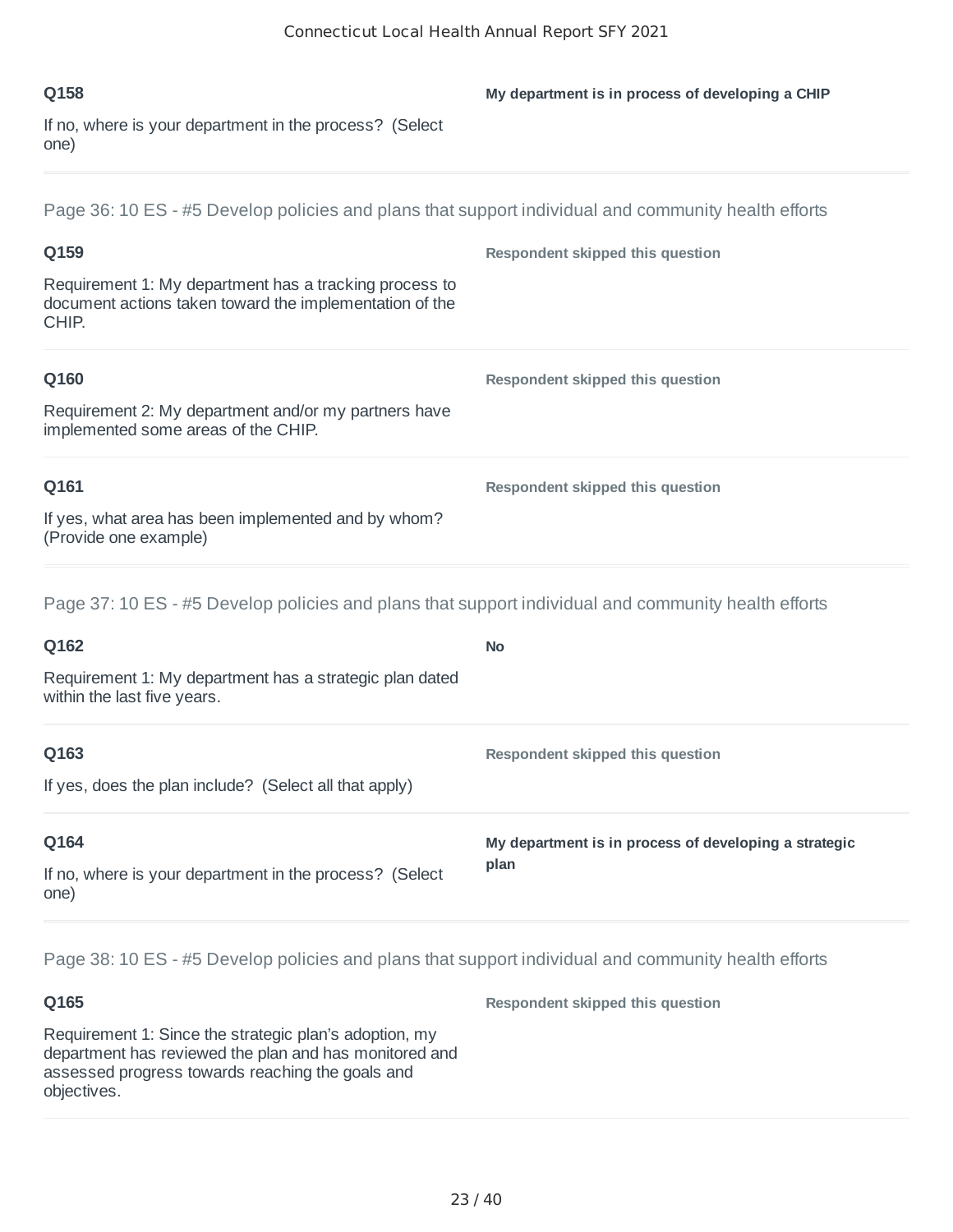**Q158**

If no, where is your department in the process? (Select one)

**My department is in process of developing a CHIP**

---

Page 36: 10 ES - #5 Develop policies and plans that support individual and community health efforts

**Q159**

Requirement 1: My department has a tracking process to document actions taken toward the implementation of the CHIP.

**Respondent skipped this question**

**Q160**

Requirement 2: My department and/or my partners have implemented some areas of the CHIP.

**Respondent skipped this question**

**Q161**

If yes, what area has been implemented and by whom? (Provide one example)

**Respondent skipped this question**

---

Page 37: 10 ES - #5 Develop policies and plans that support individual and community health efforts

**Q162**

Requirement 1: My department has a strategic plan dated within the last five years.

**No**

**Q163**

If yes, does the plan include? (Select all that apply)

**Respondent skipped this question**

**Q164**

If no, where is your department in the process? (Select one)

**My department is in process of developing a strategic plan**

---

Page 38: 10 ES - #5 Develop policies and plans that support individual and community health efforts

**Q165**

Requirement 1: Since the strategic plan's adoption, my department has reviewed the plan and has monitored and assessed progress towards reaching the goals and objectives.

**Respondent skipped this question**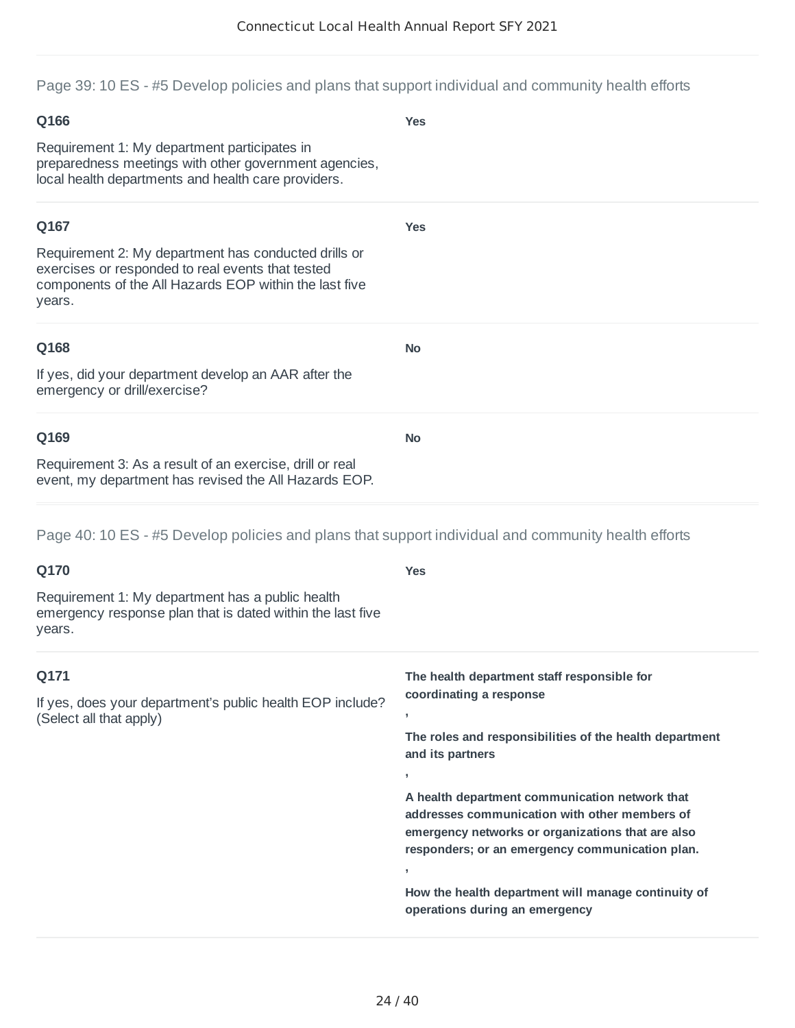## Page 39: 10 ES - #5 Develop policies and plans that support individual and community health efforts

**Q166**

Requirement 1: My department participates in preparedness meetings with other government agencies, local health departments and health care providers.

**Yes**

**Q167**

Requirement 2: My department has conducted drills or exercises or responded to real events that tested components of the All Hazards EOP within the last five years.

**Yes**

**Q168**

If yes, did your department develop an AAR after the emergency or drill/exercise?

**No**

**Q169**

Requirement 3: As a result of an exercise, drill or real event, my department has revised the All Hazards EOP.

**No**

## Page 40: 10 ES - #5 Develop policies and plans that support individual and community health efforts

**Q170**

Requirement 1: My department has a public health emergency response plan that is dated within the last five years.

**Yes**

**Q171**

If yes, does your department's public health EOP include? (Select all that apply)

**The health department staff responsible for coordinating a response**

**,**

**The roles and responsibilities of the health department and its partners**

**,**

**A health department communication network that addresses communication with other members of emergency networks or organizations that are also responders; or an emergency communication plan.**

**,**

**How the health department will manage continuity of operations during an emergency**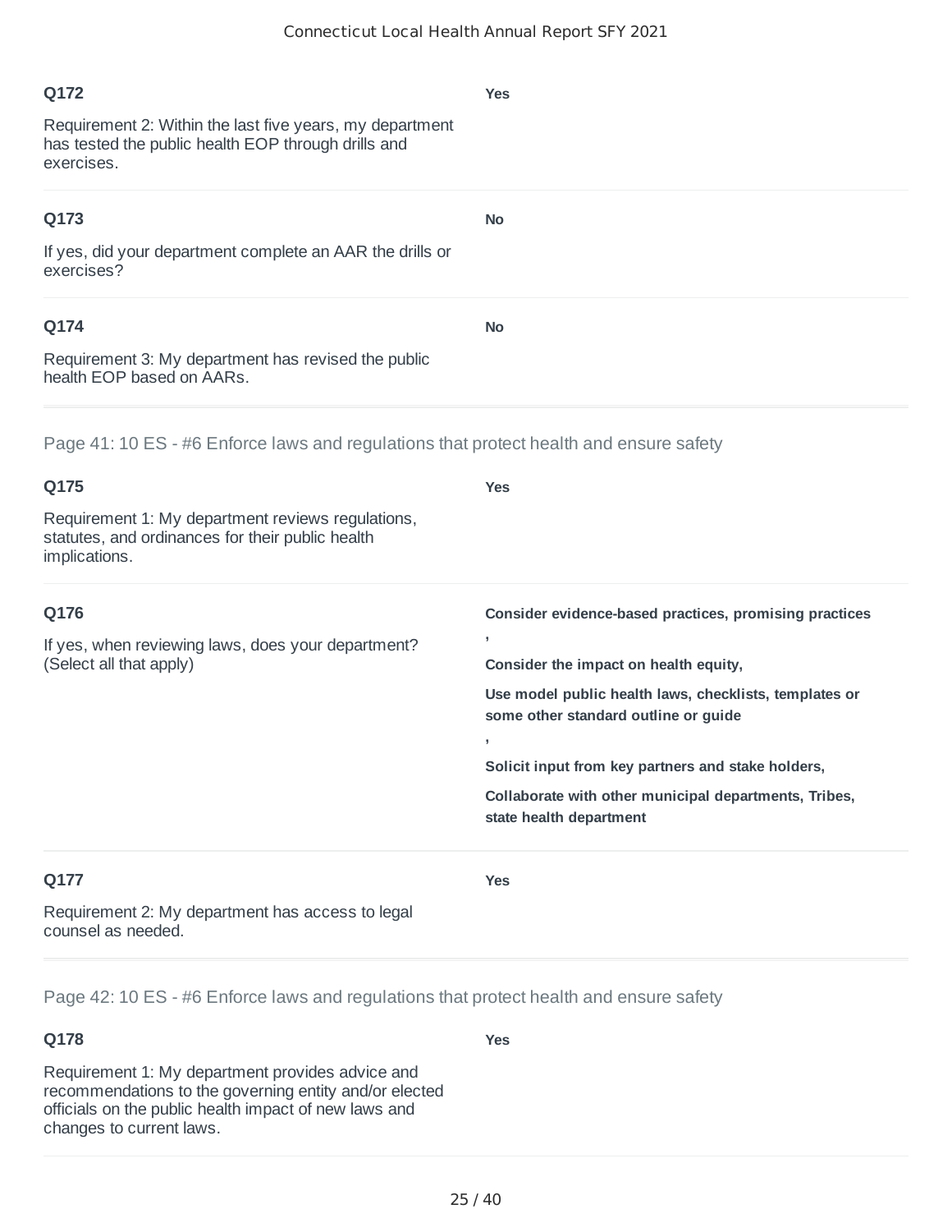**Q172**

Requirement 2: Within the last five years, my department has tested the public health EOP through drills and exercises.

**Yes**

**Q173**

If yes, did your department complete an AAR the drills or exercises?

**No**

**Q174**

Requirement 3: My department has revised the public health EOP based on AARs.

**No**

## Page 41: 10 ES - #6 Enforce laws and regulations that protect health and ensure safety

**Q175**

Requirement 1: My department reviews regulations, statutes, and ordinances for their public health implications.

**Yes**

**Q176**

If yes, when reviewing laws, does your department? (Select all that apply)

**Consider evidence-based practices, promising practices**

**,**

**Consider the impact on health equity,**

**Use model public health laws, checklists, templates or some other standard outline or guide**

**,**

**Solicit input from key partners and stake holders,**

**Collaborate with other municipal departments, Tribes, state health department**

**Q177**

Requirement 2: My department has access to legal counsel as needed.

**Yes**

## Page 42: 10 ES - #6 Enforce laws and regulations that protect health and ensure safety

**Q178**

Requirement 1: My department provides advice and recommendations to the governing entity and/or elected officials on the public health impact of new laws and changes to current laws.

**Yes**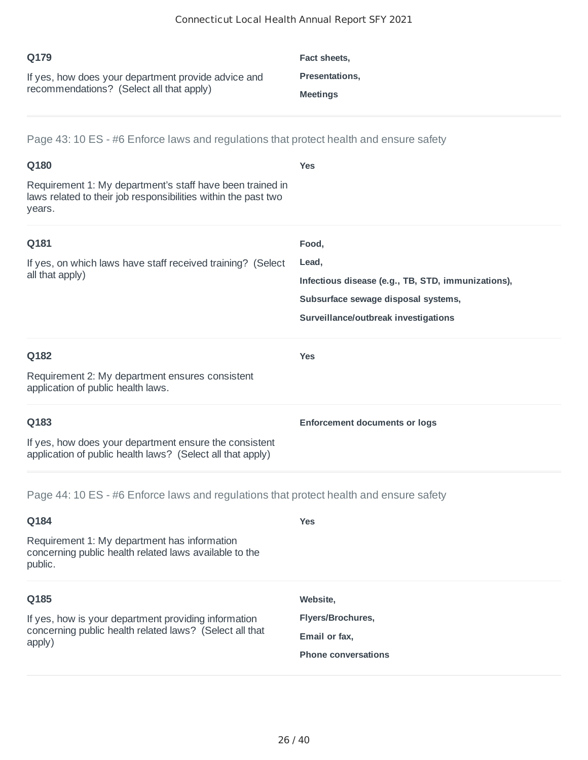**Q179**

If yes, how does your department provide advice and recommendations? (Select all that apply)

**Fact sheets,**

**Presentations,**

**Meetings**

---

Page 43: 10 ES - #6 Enforce laws and regulations that protect health and ensure safety

**Q180**

Requirement 1: My department's staff have been trained in laws related to their job responsibilities within the past two years.

**Yes**

**Q181**

If yes, on which laws have staff received training? (Select all that apply)

**Food,**

**Lead,**

**Infectious disease (e.g., TB, STD, immunizations),**

**Subsurface sewage disposal systems,**

**Surveillance/outbreak investigations**

**Q182**

Requirement 2: My department ensures consistent application of public health laws.

**Yes**

**Q183**

If yes, how does your department ensure the consistent application of public health laws? (Select all that apply)

**Enforcement documents or logs**

---

Page 44: 10 ES - #6 Enforce laws and regulations that protect health and ensure safety

**Q184**

Requirement 1: My department has information concerning public health related laws available to the public.

**Yes**

**Q185**

If yes, how is your department providing information concerning public health related laws? (Select all that apply)

**Website,**

**Flyers/Brochures,**

**Email or fax,**

**Phone conversations**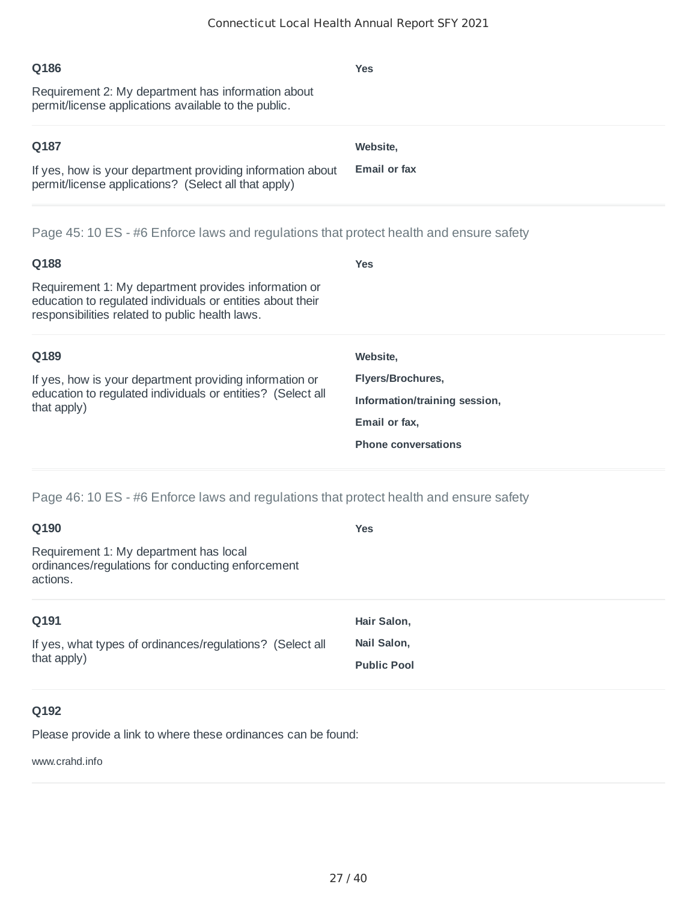**Q186**

Requirement 2: My department has information about permit/license applications available to the public.

**Yes**

---

**Q187**

If yes, how is your department providing information about permit/license applications? (Select all that apply)

**Website,**

**Email or fax**

---

## Page 45: 10 ES - #6 Enforce laws and regulations that protect health and ensure safety

**Q188**

Requirement 1: My department provides information or education to regulated individuals or entities about their responsibilities related to public health laws.

**Yes**

---

**Q189**

If yes, how is your department providing information or education to regulated individuals or entities? (Select all that apply)

**Website,**

**Flyers/Brochures,**

**Information/training session,**

**Email or fax,**

**Phone conversations**

---

## Page 46: 10 ES - #6 Enforce laws and regulations that protect health and ensure safety

**Q190**

Requirement 1: My department has local ordinances/regulations for conducting enforcement actions.

**Yes**

---

**Q191**

If yes, what types of ordinances/regulations? (Select all that apply)

**Hair Salon,**

**Nail Salon,**

**Public Pool**

---

**Q192**

Please provide a link to where these ordinances can be found:

www.crahd.info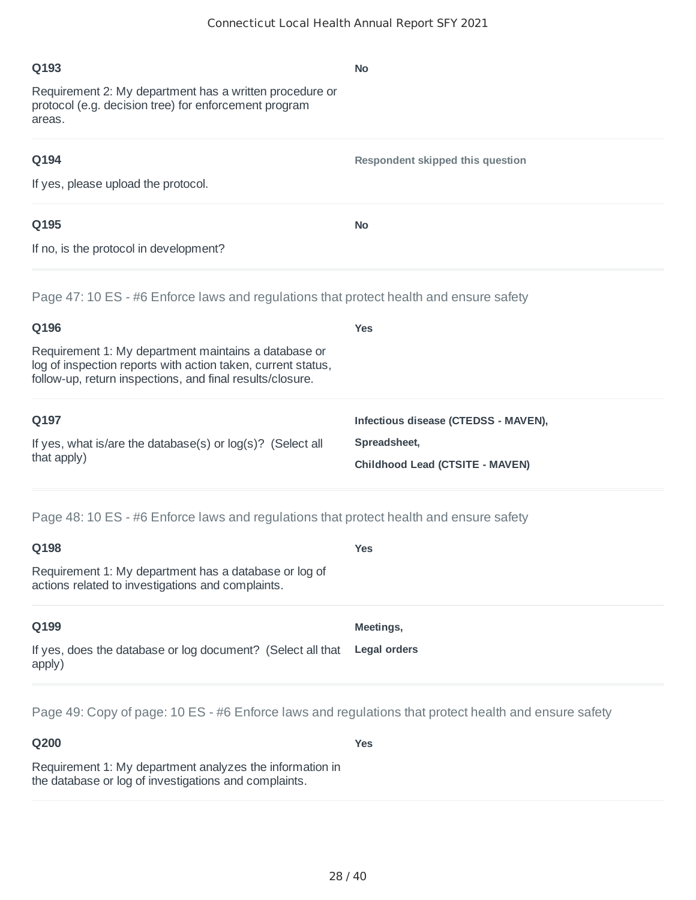**Q193**

Requirement 2: My department has a written procedure or protocol (e.g. decision tree) for enforcement program areas.

**No**

**Q194**

If yes, please upload the protocol.

**Respondent skipped this question**

**Q195**

If no, is the protocol in development?

**No**

## Page 47: 10 ES - #6 Enforce laws and regulations that protect health and ensure safety

**Q196**

Requirement 1: My department maintains a database or log of inspection reports with action taken, current status, follow-up, return inspections, and final results/closure.

**Yes**

**Q197**

If yes, what is/are the database(s) or log(s)? (Select all that apply)

**Infectious disease (CTEDSS - MAVEN),**

**Spreadsheet,**

**Childhood Lead (CTSITE - MAVEN)**

## Page 48: 10 ES - #6 Enforce laws and regulations that protect health and ensure safety

**Q198**

Requirement 1: My department has a database or log of actions related to investigations and complaints.

**Yes**

**Q199**

If yes, does the database or log document? (Select all that apply)

**Meetings,**

**Legal orders**

## Page 49: Copy of page: 10 ES - #6 Enforce laws and regulations that protect health and ensure safety

**Q200**

Requirement 1: My department analyzes the information in the database or log of investigations and complaints.

**Yes**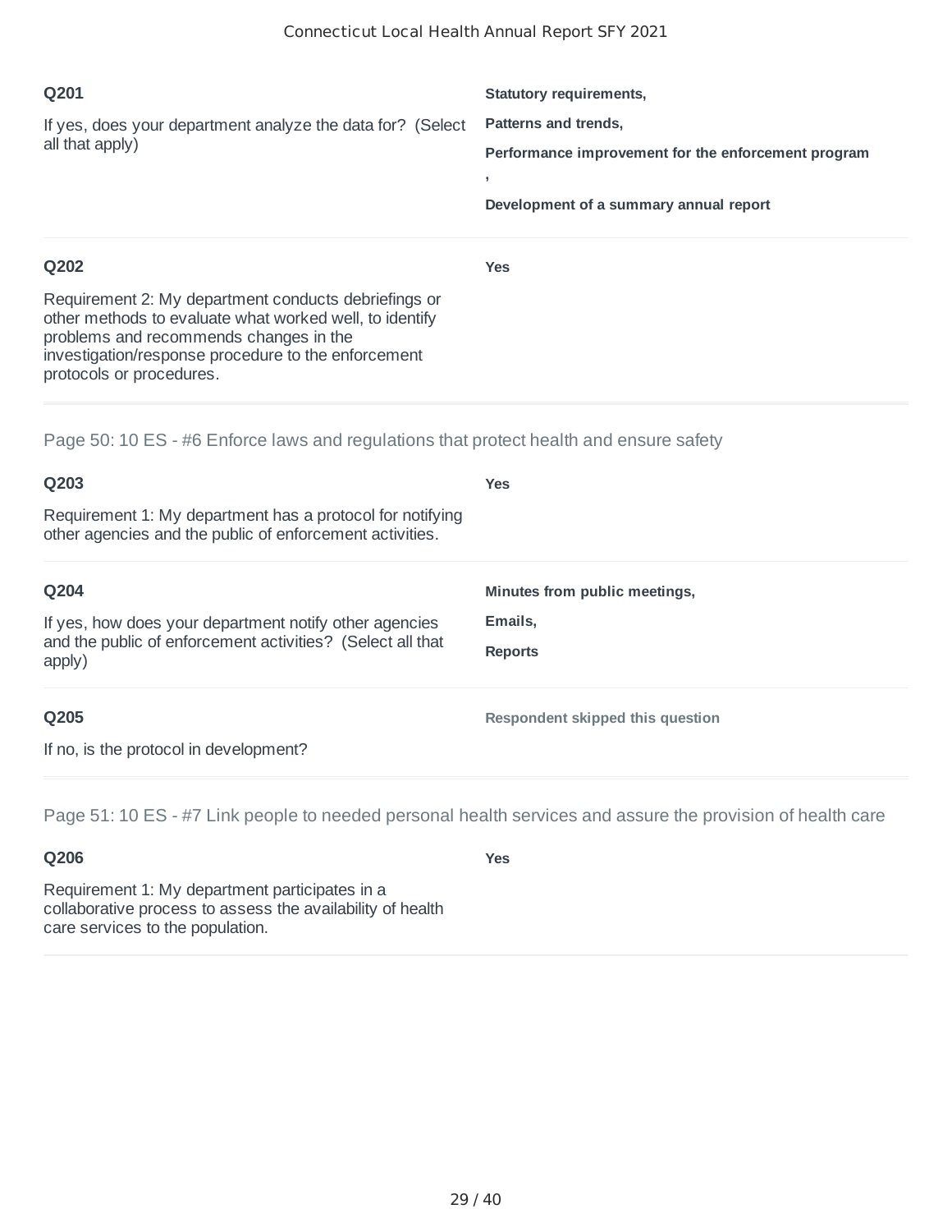**Q201**

If yes, does your department analyze the data for? (Select all that apply)

**Statutory requirements,**

**Patterns and trends,**

**Performance improvement for the enforcement program ,**

**Development of a summary annual report**

**Q202**

Requirement 2: My department conducts debriefings or other methods to evaluate what worked well, to identify problems and recommends changes in the investigation/response procedure to the enforcement protocols or procedures.

**Yes**

## Page 50: 10 ES - #6 Enforce laws and regulations that protect health and ensure safety

**Q203**

Requirement 1: My department has a protocol for notifying other agencies and the public of enforcement activities.

**Yes**

**Q204**

If yes, how does your department notify other agencies and the public of enforcement activities? (Select all that apply)

**Minutes from public meetings,**

**Emails,**

**Reports**

**Q205**

If no, is the protocol in development?

**Respondent skipped this question**

## Page 51: 10 ES - #7 Link people to needed personal health services and assure the provision of health care

**Q206**

Requirement 1: My department participates in a collaborative process to assess the availability of health care services to the population.

**Yes**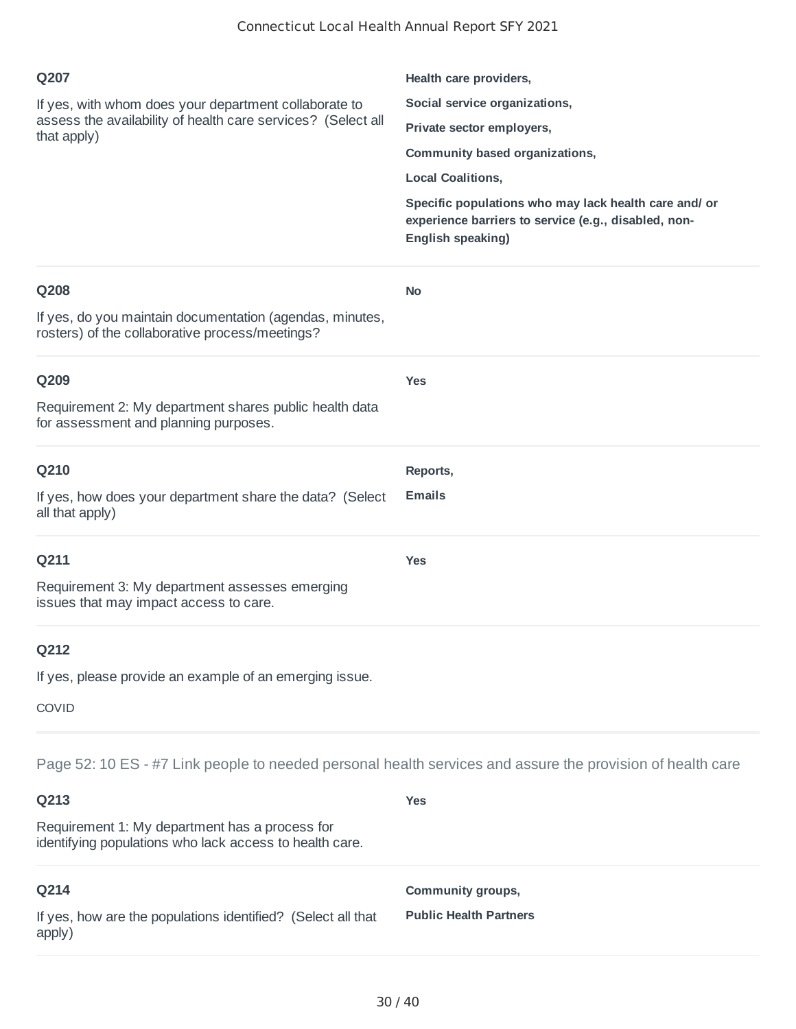**Q207**

If yes, with whom does your department collaborate to assess the availability of health care services? (Select all that apply)

**Health care providers,**

**Social service organizations,**

**Private sector employers,**

**Community based organizations,**

**Local Coalitions,**

**Specific populations who may lack health care and/ or experience barriers to service (e.g., disabled, non-English speaking)**

---

**Q208**

If yes, do you maintain documentation (agendas, minutes, rosters) of the collaborative process/meetings?

**No**

---

**Q209**

Requirement 2: My department shares public health data for assessment and planning purposes.

**Yes**

---

**Q210**

If yes, how does your department share the data? (Select all that apply)

**Reports,**

**Emails**

---

**Q211**

Requirement 3: My department assesses emerging issues that may impact access to care.

**Yes**

---

**Q212**

If yes, please provide an example of an emerging issue.

COVID

---

## Page 52: 10 ES - #7 Link people to needed personal health services and assure the provision of health care

**Q213**

Requirement 1: My department has a process for identifying populations who lack access to health care.

**Yes**

---

**Q214**

If yes, how are the populations identified? (Select all that apply)

**Community groups,**

**Public Health Partners**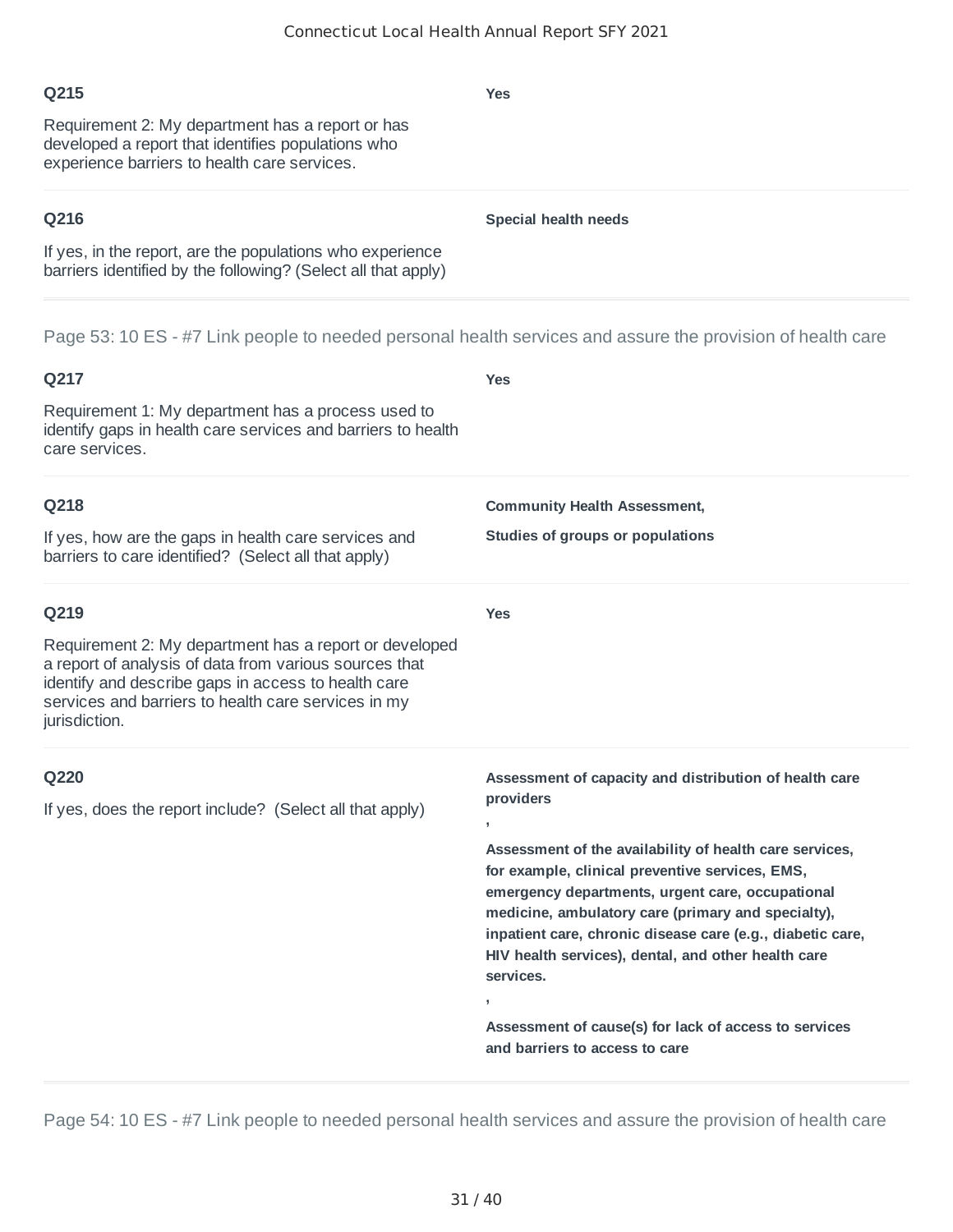**Q215**

Requirement 2: My department has a report or has developed a report that identifies populations who experience barriers to health care services.

**Yes**

**Q216**

If yes, in the report, are the populations who experience barriers identified by the following? (Select all that apply)

**Special health needs**

Page 53: 10 ES - #7 Link people to needed personal health services and assure the provision of health care

**Q217**

Requirement 1: My department has a process used to identify gaps in health care services and barriers to health care services.

**Yes**

**Q218**

If yes, how are the gaps in health care services and barriers to care identified? (Select all that apply)

**Community Health Assessment,**

**Studies of groups or populations**

**Q219**

Requirement 2: My department has a report or developed a report of analysis of data from various sources that identify and describe gaps in access to health care services and barriers to health care services in my jurisdiction.

**Yes**

**Q220**

If yes, does the report include? (Select all that apply)

**Assessment of capacity and distribution of health care providers**

**,**

**Assessment of the availability of health care services, for example, clinical preventive services, EMS, emergency departments, urgent care, occupational medicine, ambulatory care (primary and specialty), inpatient care, chronic disease care (e.g., diabetic care, HIV health services), dental, and other health care services.**

**,**

**Assessment of cause(s) for lack of access to services and barriers to access to care**

Page 54: 10 ES - #7 Link people to needed personal health services and assure the provision of health care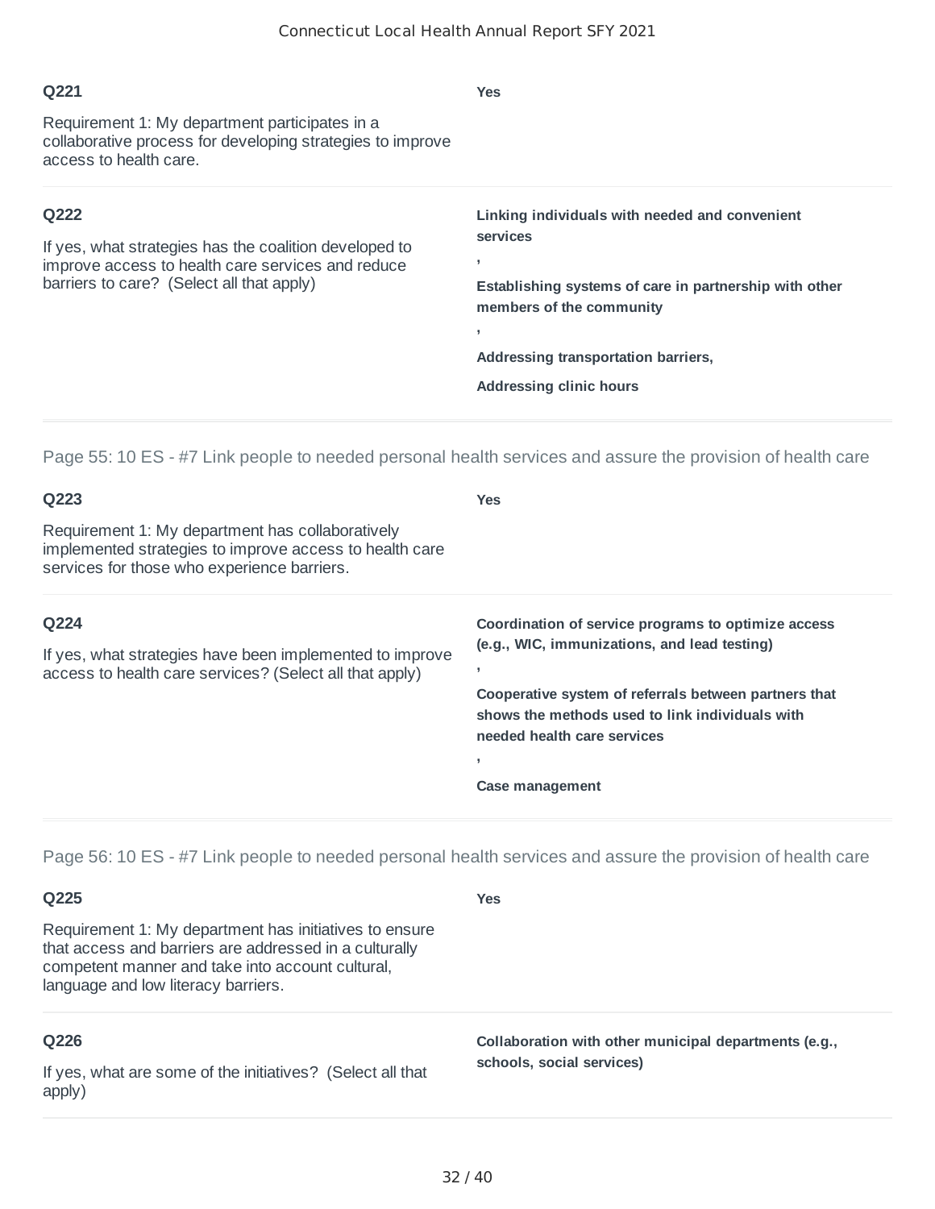**Q221**

Requirement 1: My department participates in a collaborative process for developing strategies to improve access to health care.

**Yes**

---

**Q222**

If yes, what strategies has the coalition developed to improve access to health care services and reduce barriers to care? (Select all that apply)

**Linking individuals with needed and convenient services**

**,**

**Establishing systems of care in partnership with other members of the community**

**,**

**Addressing transportation barriers,**

**Addressing clinic hours**

---

Page 55: 10 ES - #7 Link people to needed personal health services and assure the provision of health care

**Q223**

Requirement 1: My department has collaboratively implemented strategies to improve access to health care services for those who experience barriers.

**Yes**

---

**Q224**

If yes, what strategies have been implemented to improve access to health care services? (Select all that apply)

**Coordination of service programs to optimize access (e.g., WIC, immunizations, and lead testing)**

**,**

**Cooperative system of referrals between partners that shows the methods used to link individuals with needed health care services**

**,**

**Case management**

---

Page 56: 10 ES - #7 Link people to needed personal health services and assure the provision of health care

**Q225**

Requirement 1: My department has initiatives to ensure that access and barriers are addressed in a culturally competent manner and take into account cultural, language and low literacy barriers.

**Yes**

---

**Q226**

If yes, what are some of the initiatives? (Select all that apply)

**Collaboration with other municipal departments (e.g., schools, social services)**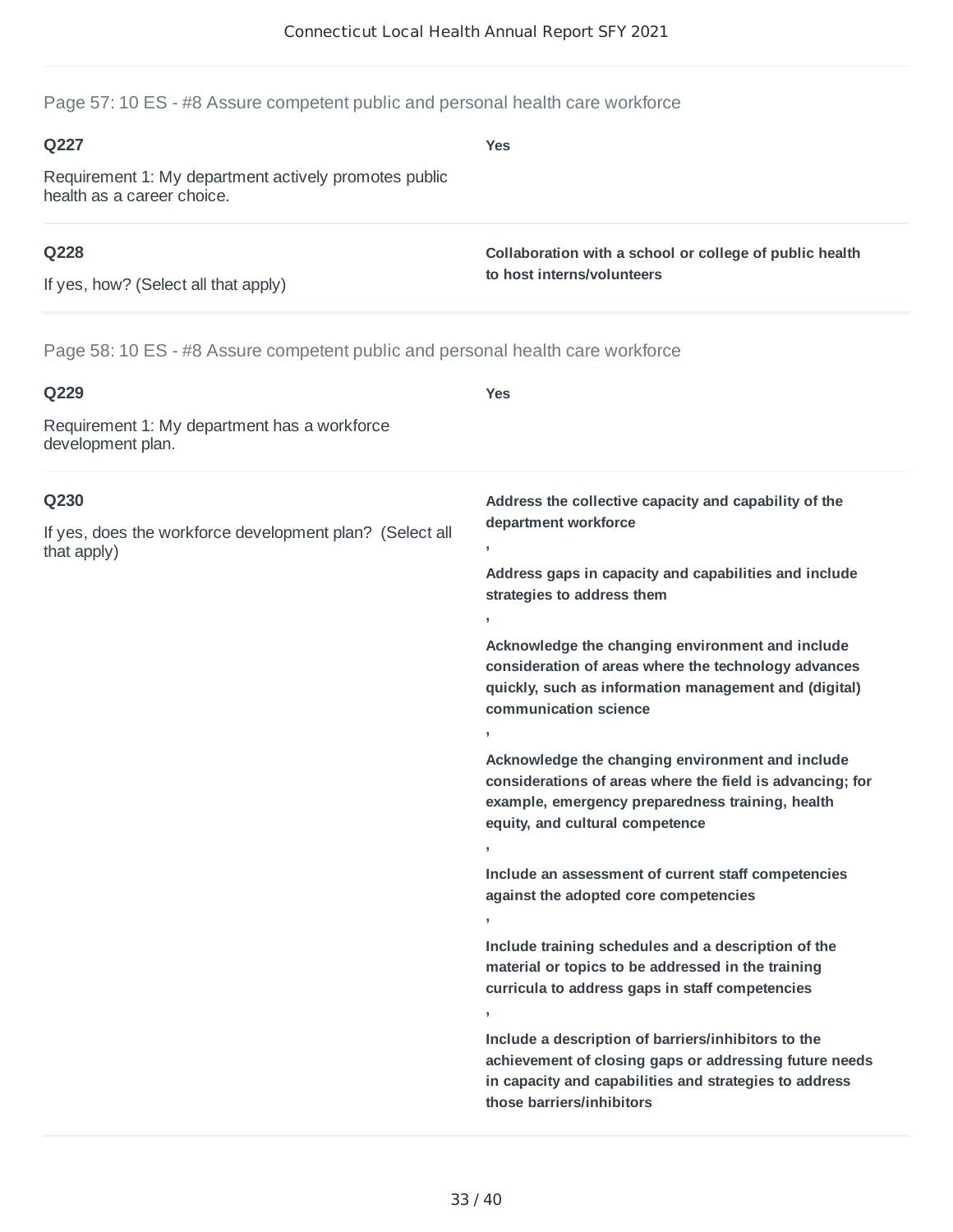## Page 57: 10 ES - #8 Assure competent public and personal health care workforce

**Q227**

Requirement 1: My department actively promotes public health as a career choice.

**Yes**

**Q228**

If yes, how? (Select all that apply)

**Collaboration with a school or college of public health to host interns/volunteers**

## Page 58: 10 ES - #8 Assure competent public and personal health care workforce

**Q229**

Requirement 1: My department has a workforce development plan.

**Yes**

**Q230**

If yes, does the workforce development plan? (Select all that apply)

**Address the collective capacity and capability of the department workforce**

,

**Address gaps in capacity and capabilities and include strategies to address them**

,

**Acknowledge the changing environment and include consideration of areas where the technology advances quickly, such as information management and (digital) communication science**

,

**Acknowledge the changing environment and include considerations of areas where the field is advancing; for example, emergency preparedness training, health equity, and cultural competence**

,

**Include an assessment of current staff competencies against the adopted core competencies**

,

**Include training schedules and a description of the material or topics to be addressed in the training curricula to address gaps in staff competencies**

,

**Include a description of barriers/inhibitors to the achievement of closing gaps or addressing future needs in capacity and capabilities and strategies to address those barriers/inhibitors**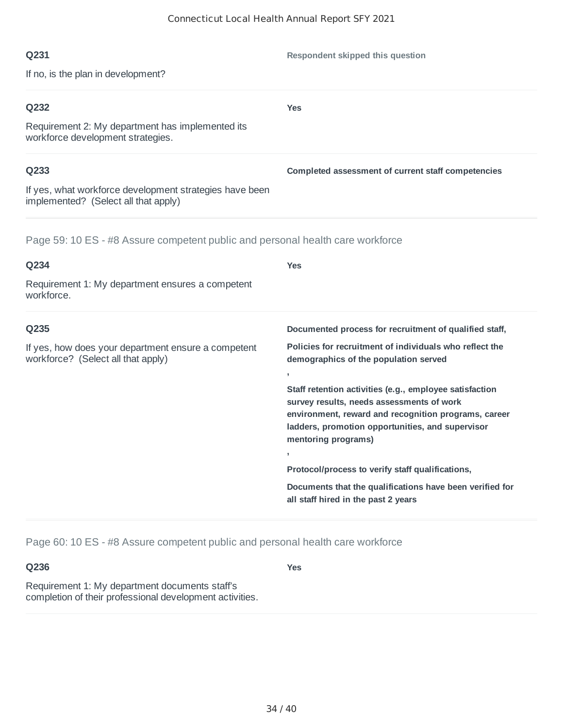**Q231**

If no, is the plan in development?

**Respondent skipped this question**

---

**Q232**

Requirement 2: My department has implemented its workforce development strategies.

**Yes**

---

**Q233**

If yes, what workforce development strategies have been implemented? (Select all that apply)

**Completed assessment of current staff competencies**

---

Page 59: 10 ES - #8 Assure competent public and personal health care workforce

**Q234**

Requirement 1: My department ensures a competent workforce.

**Yes**

---

**Q235**

If yes, how does your department ensure a competent workforce? (Select all that apply)

**Documented process for recruitment of qualified staff,**

**Policies for recruitment of individuals who reflect the demographics of the population served**

**,**

**Staff retention activities (e.g., employee satisfaction survey results, needs assessments of work environment, reward and recognition programs, career ladders, promotion opportunities, and supervisor mentoring programs)**

**,**

**Protocol/process to verify staff qualifications,**

**Documents that the qualifications have been verified for all staff hired in the past 2 years**

---

Page 60: 10 ES - #8 Assure competent public and personal health care workforce

**Q236**

Requirement 1: My department documents staff's completion of their professional development activities.

**Yes**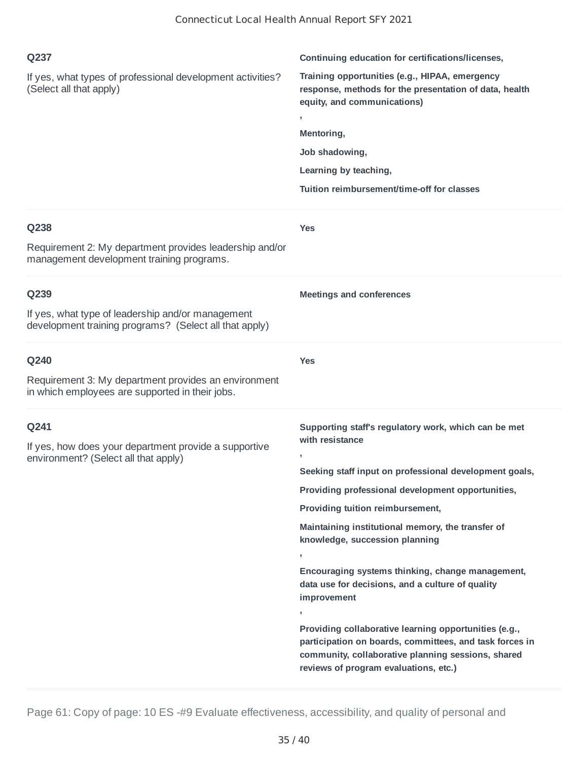| Question | Response |
|---|---|
| **Q237**<br>If yes, what types of professional development activities? (Select all that apply) | **Continuing education for certifications/licenses,**<br>**Training opportunities (e.g., HIPAA, emergency response, methods for the presentation of data, health equity, and communications)**<br>**,**<br>**Mentoring,**<br>**Job shadowing,**<br>**Learning by teaching,**<br>**Tuition reimbursement/time-off for classes** |
| **Q238**<br>Requirement 2: My department provides leadership and/or management development training programs. | **Yes** |
| **Q239**<br>If yes, what type of leadership and/or management development training programs? (Select all that apply) | **Meetings and conferences** |
| **Q240**<br>Requirement 3: My department provides an environment in which employees are supported in their jobs. | **Yes** |
| **Q241**<br>If yes, how does your department provide a supportive environment? (Select all that apply) | **Supporting staff's regulatory work, which can be met with resistance**<br>**,**<br>**Seeking staff input on professional development goals,**<br>**Providing professional development opportunities,**<br>**Providing tuition reimbursement,**<br>**Maintaining institutional memory, the transfer of knowledge, succession planning**<br>**,**<br>**Encouraging systems thinking, change management, data use for decisions, and a culture of quality improvement**<br>**,**<br>**Providing collaborative learning opportunities (e.g., participation on boards, committees, and task forces in community, collaborative planning sessions, shared reviews of program evaluations, etc.)** |

Page 61: Copy of page: 10 ES -#9 Evaluate effectiveness, accessibility, and quality of personal and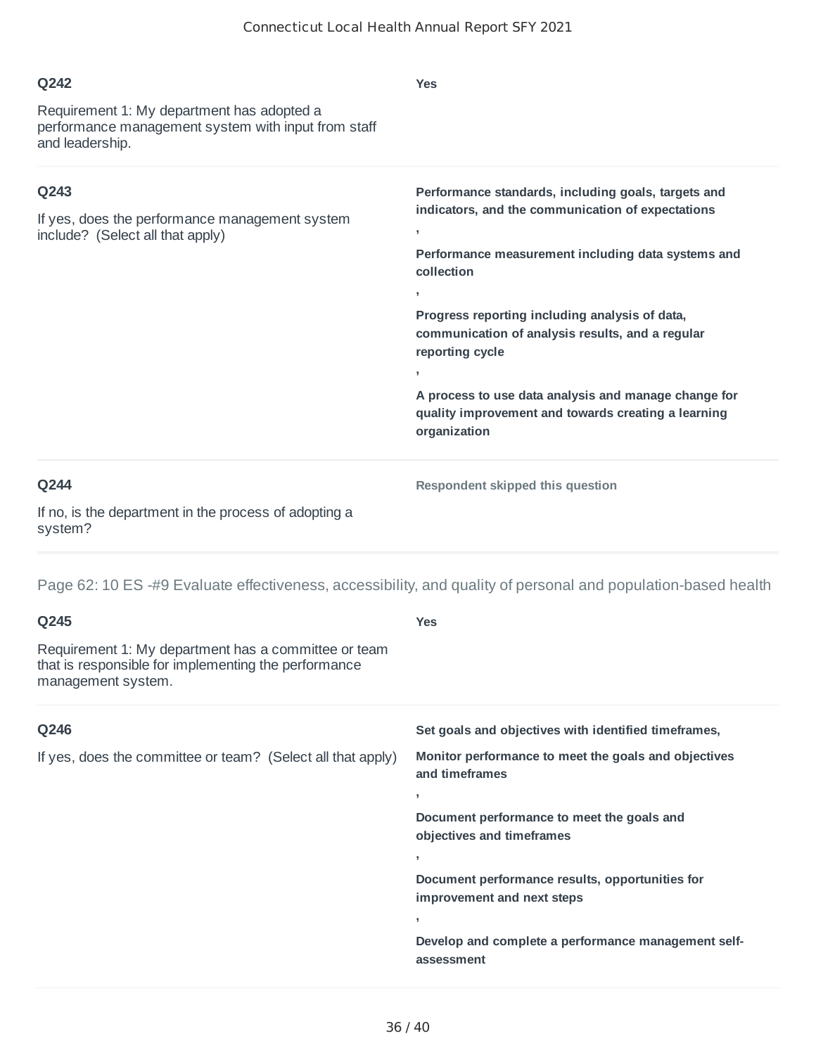**Q242**

Requirement 1: My department has adopted a performance management system with input from staff and leadership.

**Yes**

**Q243**

If yes, does the performance management system include? (Select all that apply)

**Performance standards, including goals, targets and indicators, and the communication of expectations**

**,**

**Performance measurement including data systems and collection**

**,**

**Progress reporting including analysis of data, communication of analysis results, and a regular reporting cycle**

**,**

**A process to use data analysis and manage change for quality improvement and towards creating a learning organization**

**Q244**

If no, is the department in the process of adopting a system?

**Respondent skipped this question**

## Page 62: 10 ES -#9 Evaluate effectiveness, accessibility, and quality of personal and population-based health

**Q245**

Requirement 1: My department has a committee or team that is responsible for implementing the performance management system.

**Yes**

**Q246**

If yes, does the committee or team? (Select all that apply)

**Set goals and objectives with identified timeframes,**

**Monitor performance to meet the goals and objectives and timeframes**

**,**

**Document performance to meet the goals and objectives and timeframes**

**,**

**Document performance results, opportunities for improvement and next steps**

**,**

**Develop and complete a performance management self-assessment**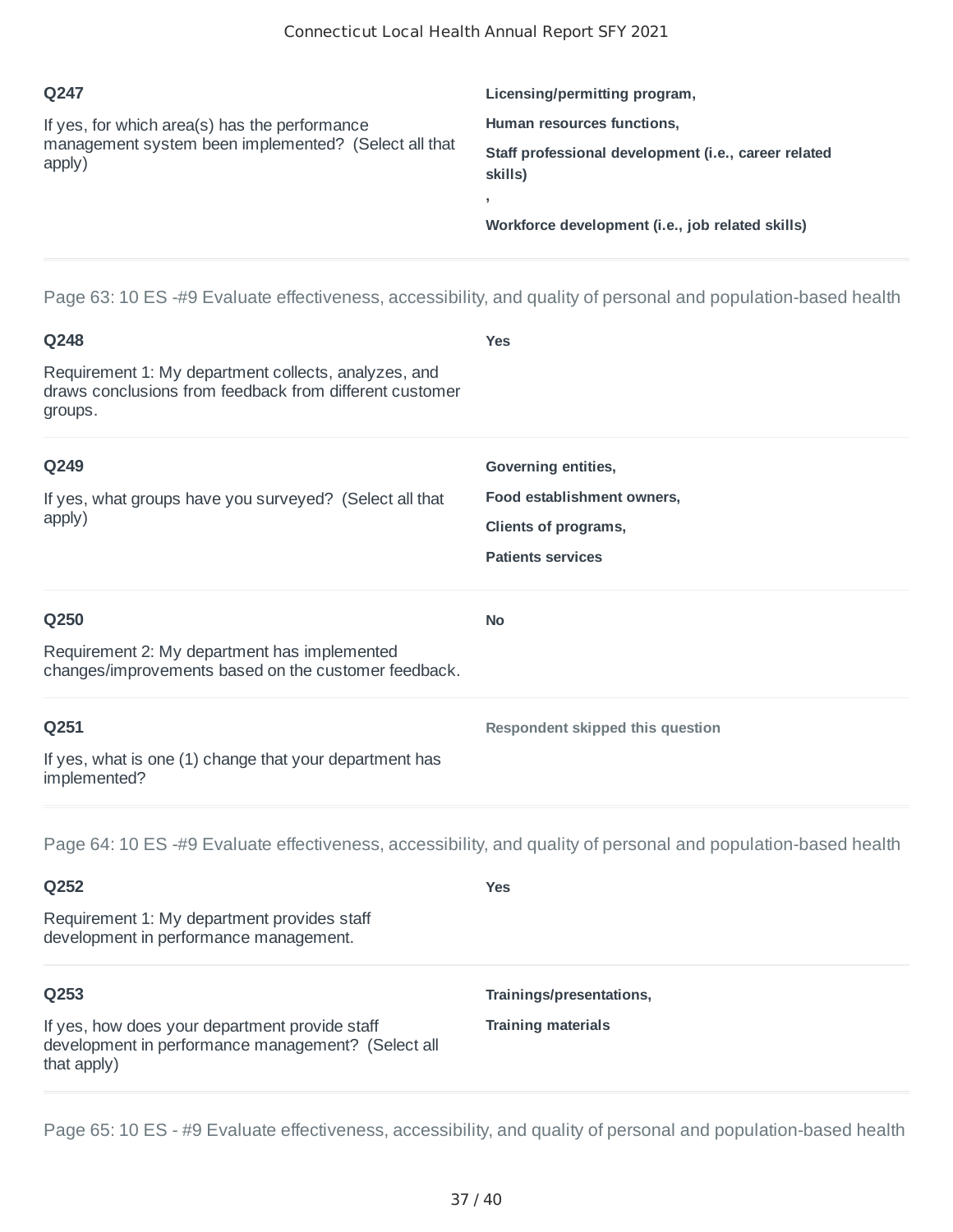**Q247**

If yes, for which area(s) has the performance management system been implemented? (Select all that apply)

**Licensing/permitting program,**

**Human resources functions,**

**Staff professional development (i.e., career related skills)**
**,**

**Workforce development (i.e., job related skills)**

---

Page 63: 10 ES -#9 Evaluate effectiveness, accessibility, and quality of personal and population-based health

**Q248**

Requirement 1: My department collects, analyzes, and draws conclusions from feedback from different customer groups.

**Yes**

**Q249**

If yes, what groups have you surveyed? (Select all that apply)

**Governing entities,**

**Food establishment owners,**

**Clients of programs,**

**Patients services**

**Q250**

Requirement 2: My department has implemented changes/improvements based on the customer feedback.

**No**

**Q251**

If yes, what is one (1) change that your department has implemented?

**Respondent skipped this question**

---

Page 64: 10 ES -#9 Evaluate effectiveness, accessibility, and quality of personal and population-based health

**Q252**

Requirement 1: My department provides staff development in performance management.

**Yes**

**Q253**

If yes, how does your department provide staff development in performance management? (Select all that apply)

**Trainings/presentations,**

**Training materials**

---

Page 65: 10 ES - #9 Evaluate effectiveness, accessibility, and quality of personal and population-based health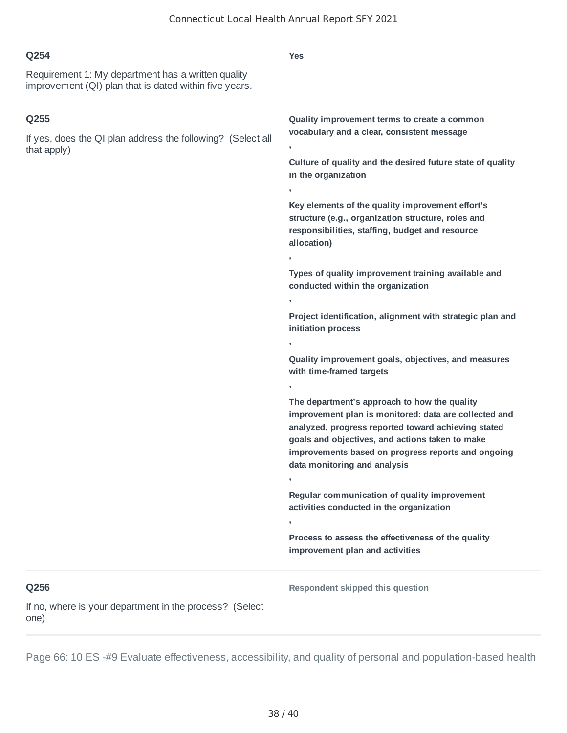**Q254**

Requirement 1: My department has a written quality improvement (QI) plan that is dated within five years.

**Yes**

---

**Q255**

If yes, does the QI plan address the following? (Select all that apply)

**Quality improvement terms to create a common vocabulary and a clear, consistent message**

**,**

**Culture of quality and the desired future state of quality in the organization**

**,**

**Key elements of the quality improvement effort's structure (e.g., organization structure, roles and responsibilities, staffing, budget and resource allocation)**

**,**

**Types of quality improvement training available and conducted within the organization**

**,**

**Project identification, alignment with strategic plan and initiation process**

**,**

**Quality improvement goals, objectives, and measures with time-framed targets**

**,**

**The department's approach to how the quality improvement plan is monitored: data are collected and analyzed, progress reported toward achieving stated goals and objectives, and actions taken to make improvements based on progress reports and ongoing data monitoring and analysis**

**,**

**Regular communication of quality improvement activities conducted in the organization**

**,**

**Process to assess the effectiveness of the quality improvement plan and activities**

---

**Q256**

If no, where is your department in the process? (Select one)

**Respondent skipped this question**

---

Page 66: 10 ES -#9 Evaluate effectiveness, accessibility, and quality of personal and population-based health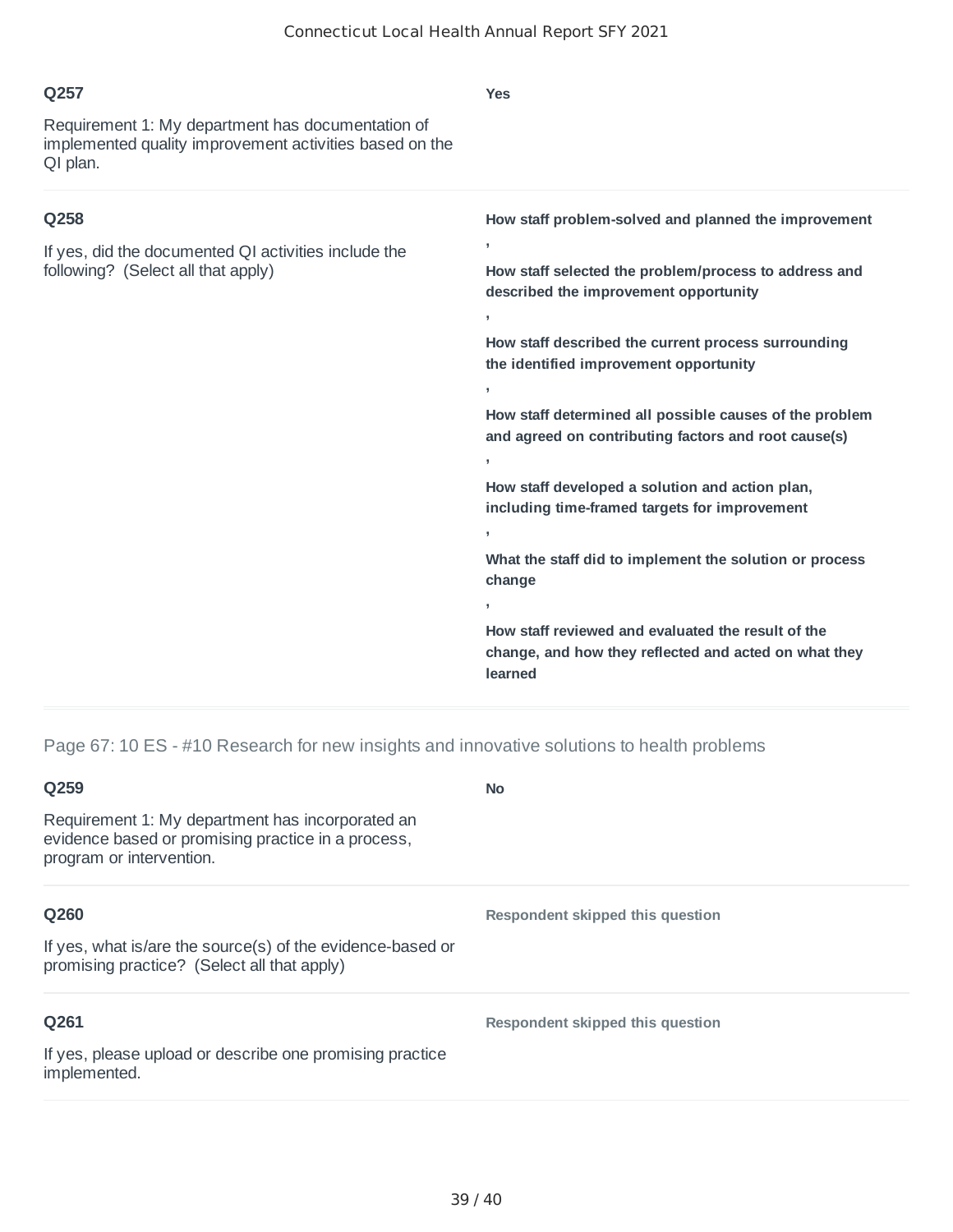**Q257**

Requirement 1: My department has documentation of implemented quality improvement activities based on the QI plan.

**Yes**

**Q258**

If yes, did the documented QI activities include the following? (Select all that apply)

**How staff problem-solved and planned the improvement**

**,**

**How staff selected the problem/process to address and described the improvement opportunity**

**,**

**How staff described the current process surrounding the identified improvement opportunity**

**,**

**How staff determined all possible causes of the problem and agreed on contributing factors and root cause(s)**

**,**

**How staff developed a solution and action plan, including time-framed targets for improvement**

**,**

**What the staff did to implement the solution or process change**

**,**

**How staff reviewed and evaluated the result of the change, and how they reflected and acted on what they learned**

## Page 67: 10 ES - #10 Research for new insights and innovative solutions to health problems

**Q259**

Requirement 1: My department has incorporated an evidence based or promising practice in a process, program or intervention.

**No**

**Q260**

If yes, what is/are the source(s) of the evidence-based or promising practice? (Select all that apply)

**Respondent skipped this question**

**Q261**

If yes, please upload or describe one promising practice implemented.

**Respondent skipped this question**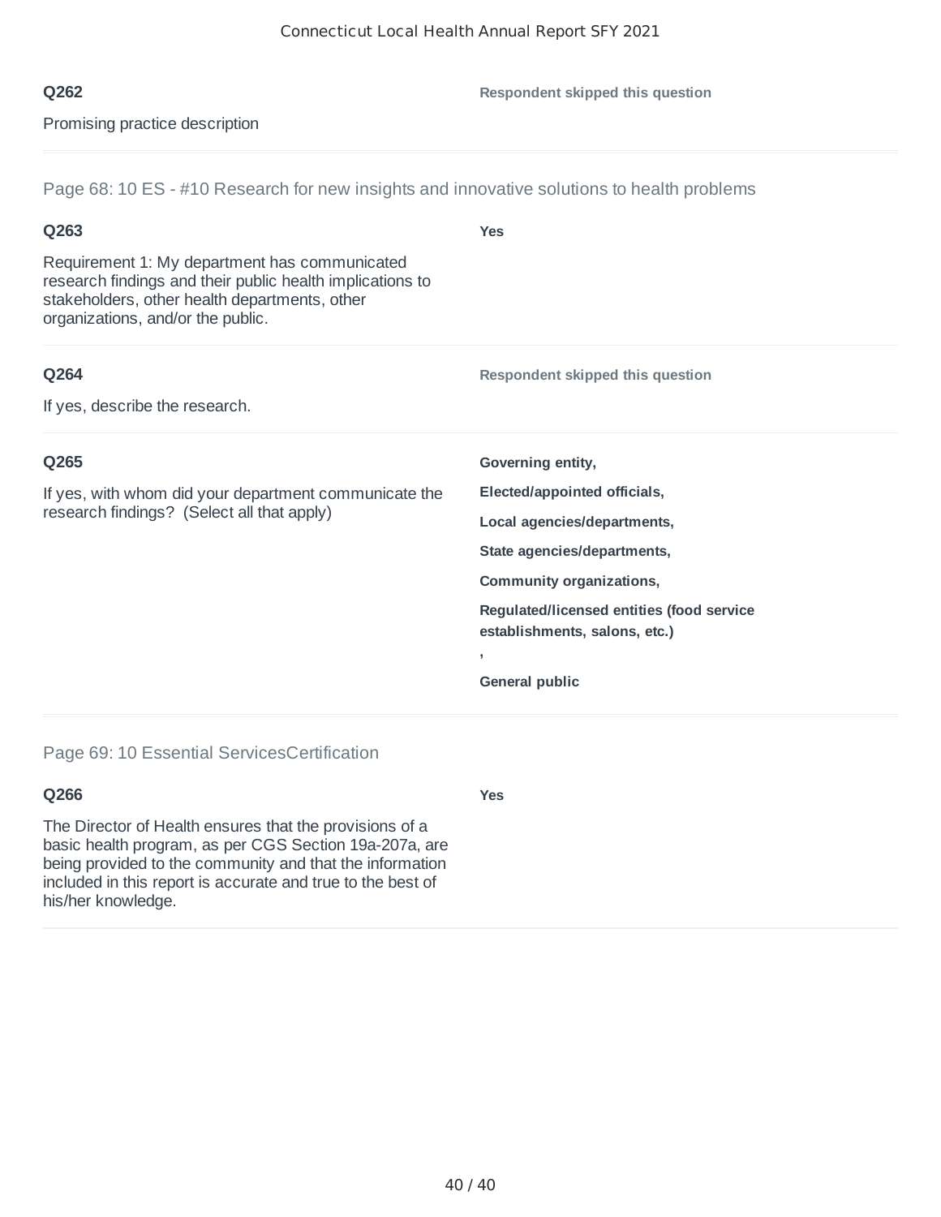**Q262**

Promising practice description

**Respondent skipped this question**

---

Page 68: 10 ES - #10 Research for new insights and innovative solutions to health problems

**Q263**

Requirement 1: My department has communicated research findings and their public health implications to stakeholders, other health departments, other organizations, and/or the public.

**Yes**

---

**Q264**

If yes, describe the research.

**Respondent skipped this question**

---

**Q265**

If yes, with whom did your department communicate the research findings? (Select all that apply)

**Governing entity,**

**Elected/appointed officials,**

**Local agencies/departments,**

**State agencies/departments,**

**Community organizations,**

**Regulated/licensed entities (food service establishments, salons, etc.)**
**,**

**General public**

---

Page 69: 10 Essential ServicesCertification

**Q266**

The Director of Health ensures that the provisions of a basic health program, as per CGS Section 19a-207a, are being provided to the community and that the information included in this report is accurate and true to the best of his/her knowledge.

**Yes**